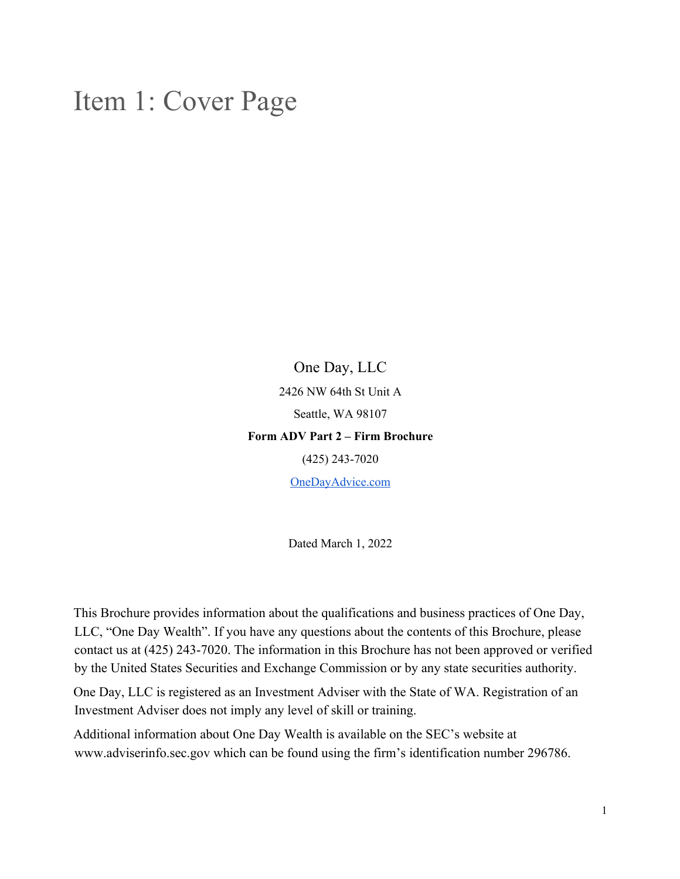# Item 1: Cover Page

One Day, LLC

2426 NW 64th St Unit A

Seattle, WA 98107

**Form ADV Part 2 – Firm Brochure**

(425) 243-7020

OneDayAdvice.com

Dated March 1, 2022

This Brochure provides information about the qualifications and business practices of One Day, LLC, "One Day Wealth". If you have any questions about the contents of this Brochure, please contact us at (425) 243-7020. The information in this Brochure has not been approved or verified by the United States Securities and Exchange Commission or by any state securities authority.

One Day, LLC is registered as an Investment Adviser with the State of WA. Registration of an Investment Adviser does not imply any level of skill or training.

Additional information about One Day Wealth is available on the SEC's website at www.adviserinfo.sec.gov which can be found using the firm's identification number 296786.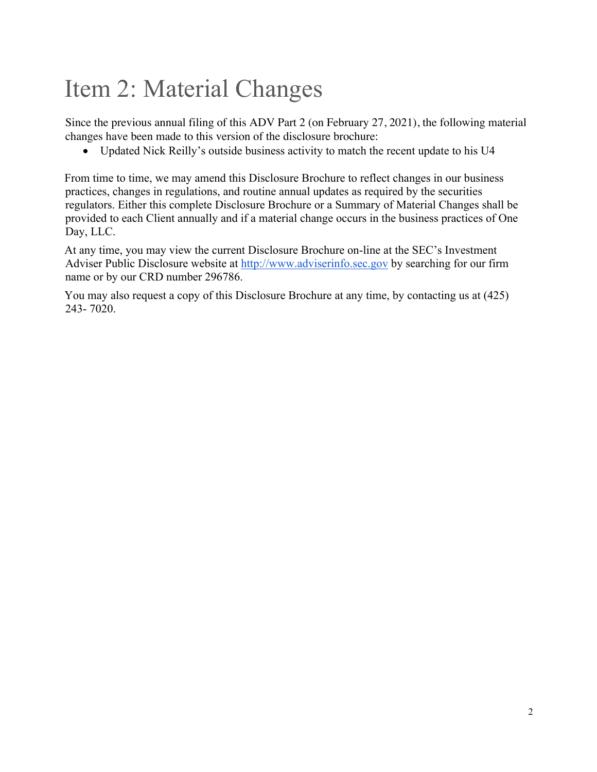# Item 2: Material Changes

Since the previous annual filing of this ADV Part 2 (on February 27, 2021), the following material changes have been made to this version of the disclosure brochure:

- Updated Nick Reilly's outside business activity to match the recent update to his U4

From time to time, we may amend this Disclosure Brochure to reflect changes in our business practices, changes in regulations, and routine annual updates as required by the securities regulators. Either this complete Disclosure Brochure or a Summary of Material Changes shall be provided to each Client annually and if a material change occurs in the business practices of One Day, LLC.

At any time, you may view the current Disclosure Brochure on-line at the SEC's Investment Adviser Public Disclosure website at http://www.adviserinfo.sec.gov by searching for our firm name or by our CRD number 296786.

You may also request a copy of this Disclosure Brochure at any time, by contacting us at (425) 243- 7020.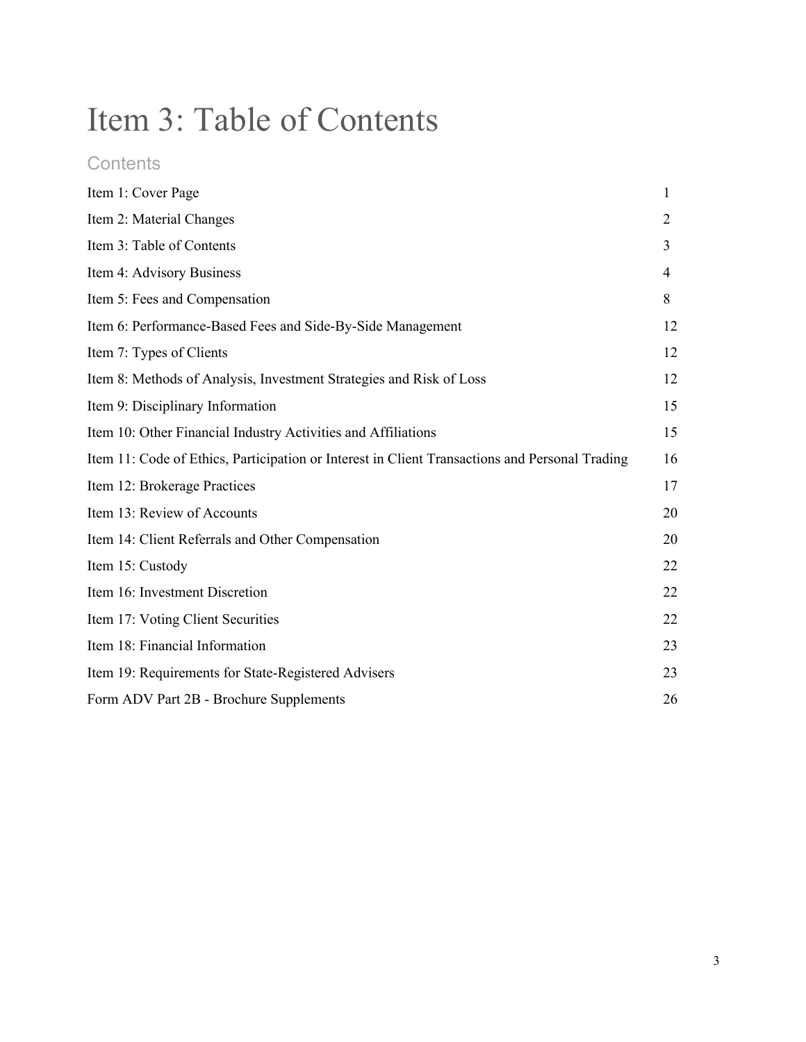# Item 3: Table of Contents

## Contents

| | |
|---|---|
| Item 1: Cover Page | 1 |
| Item 2: Material Changes | 2 |
| Item 3: Table of Contents | 3 |
| Item 4: Advisory Business | 4 |
| Item 5: Fees and Compensation | 8 |
| Item 6: Performance-Based Fees and Side-By-Side Management | 12 |
| Item 7: Types of Clients | 12 |
| Item 8: Methods of Analysis, Investment Strategies and Risk of Loss | 12 |
| Item 9: Disciplinary Information | 15 |
| Item 10: Other Financial Industry Activities and Affiliations | 15 |
| Item 11: Code of Ethics, Participation or Interest in Client Transactions and Personal Trading | 16 |
| Item 12: Brokerage Practices | 17 |
| Item 13: Review of Accounts | 20 |
| Item 14: Client Referrals and Other Compensation | 20 |
| Item 15: Custody | 22 |
| Item 16: Investment Discretion | 22 |
| Item 17: Voting Client Securities | 22 |
| Item 18: Financial Information | 23 |
| Item 19: Requirements for State-Registered Advisers | 23 |
| Form ADV Part 2B - Brochure Supplements | 26 |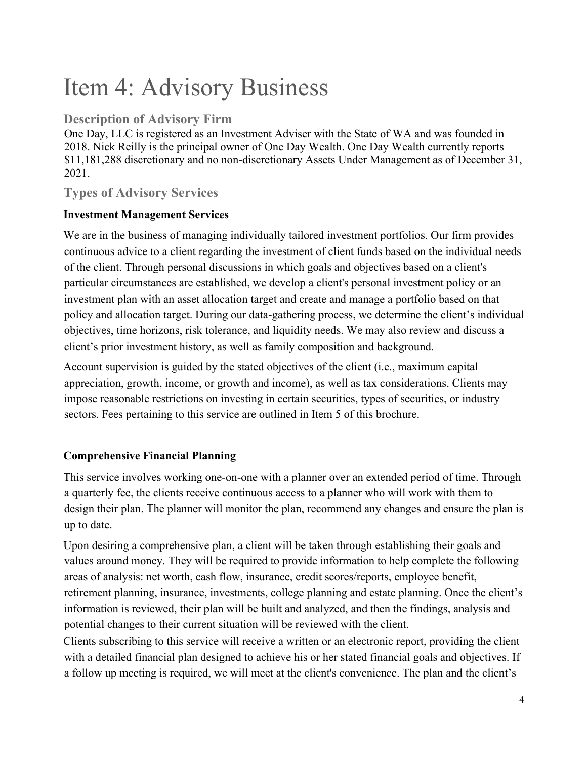# Item 4: Advisory Business

## Description of Advisory Firm

One Day, LLC is registered as an Investment Adviser with the State of WA and was founded in 2018. Nick Reilly is the principal owner of One Day Wealth. One Day Wealth currently reports $11,181,288 discretionary and no non-discretionary Assets Under Management as of December 31, 2021.

## Types of Advisory Services

### Investment Management Services

We are in the business of managing individually tailored investment portfolios. Our firm provides continuous advice to a client regarding the investment of client funds based on the individual needs of the client. Through personal discussions in which goals and objectives based on a client's particular circumstances are established, we develop a client's personal investment policy or an investment plan with an asset allocation target and create and manage a portfolio based on that policy and allocation target. During our data-gathering process, we determine the client's individual objectives, time horizons, risk tolerance, and liquidity needs. We may also review and discuss a client's prior investment history, as well as family composition and background.

Account supervision is guided by the stated objectives of the client (i.e., maximum capital appreciation, growth, income, or growth and income), as well as tax considerations. Clients may impose reasonable restrictions on investing in certain securities, types of securities, or industry sectors. Fees pertaining to this service are outlined in Item 5 of this brochure.

### Comprehensive Financial Planning

This service involves working one-on-one with a planner over an extended period of time. Through a quarterly fee, the clients receive continuous access to a planner who will work with them to design their plan. The planner will monitor the plan, recommend any changes and ensure the plan is up to date.

Upon desiring a comprehensive plan, a client will be taken through establishing their goals and values around money. They will be required to provide information to help complete the following areas of analysis: net worth, cash flow, insurance, credit scores/reports, employee benefit, retirement planning, insurance, investments, college planning and estate planning. Once the client's information is reviewed, their plan will be built and analyzed, and then the findings, analysis and potential changes to their current situation will be reviewed with the client.

Clients subscribing to this service will receive a written or an electronic report, providing the client with a detailed financial plan designed to achieve his or her stated financial goals and objectives. If a follow up meeting is required, we will meet at the client's convenience. The plan and the client's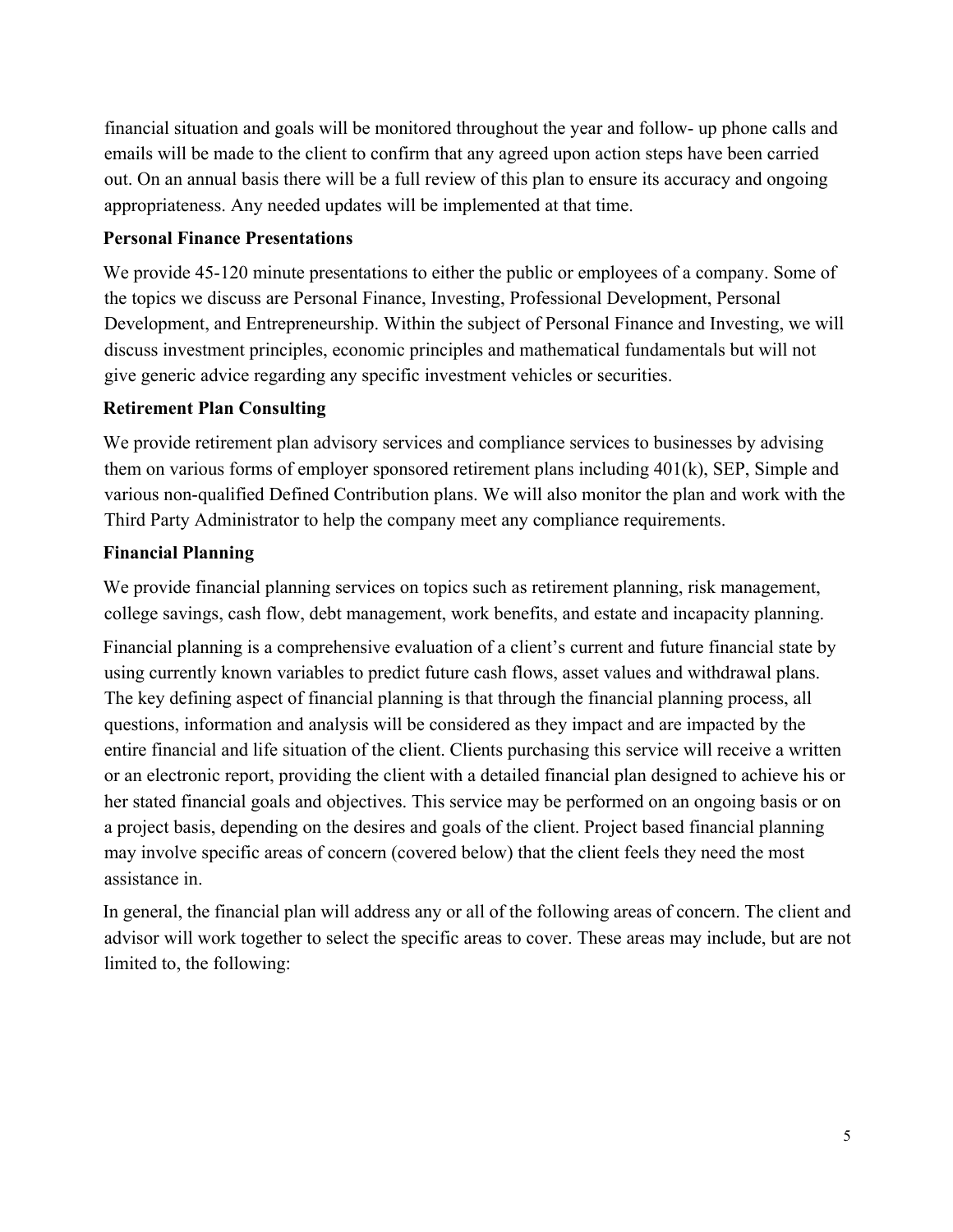financial situation and goals will be monitored throughout the year and follow- up phone calls and emails will be made to the client to confirm that any agreed upon action steps have been carried out. On an annual basis there will be a full review of this plan to ensure its accuracy and ongoing appropriateness. Any needed updates will be implemented at that time.

**Personal Finance Presentations**

We provide 45-120 minute presentations to either the public or employees of a company. Some of the topics we discuss are Personal Finance, Investing, Professional Development, Personal Development, and Entrepreneurship. Within the subject of Personal Finance and Investing, we will discuss investment principles, economic principles and mathematical fundamentals but will not give generic advice regarding any specific investment vehicles or securities.

**Retirement Plan Consulting**

We provide retirement plan advisory services and compliance services to businesses by advising them on various forms of employer sponsored retirement plans including 401(k), SEP, Simple and various non-qualified Defined Contribution plans. We will also monitor the plan and work with the Third Party Administrator to help the company meet any compliance requirements.

**Financial Planning**

We provide financial planning services on topics such as retirement planning, risk management, college savings, cash flow, debt management, work benefits, and estate and incapacity planning.

Financial planning is a comprehensive evaluation of a client's current and future financial state by using currently known variables to predict future cash flows, asset values and withdrawal plans. The key defining aspect of financial planning is that through the financial planning process, all questions, information and analysis will be considered as they impact and are impacted by the entire financial and life situation of the client. Clients purchasing this service will receive a written or an electronic report, providing the client with a detailed financial plan designed to achieve his or her stated financial goals and objectives. This service may be performed on an ongoing basis or on a project basis, depending on the desires and goals of the client. Project based financial planning may involve specific areas of concern (covered below) that the client feels they need the most assistance in.

In general, the financial plan will address any or all of the following areas of concern. The client and advisor will work together to select the specific areas to cover. These areas may include, but are not limited to, the following: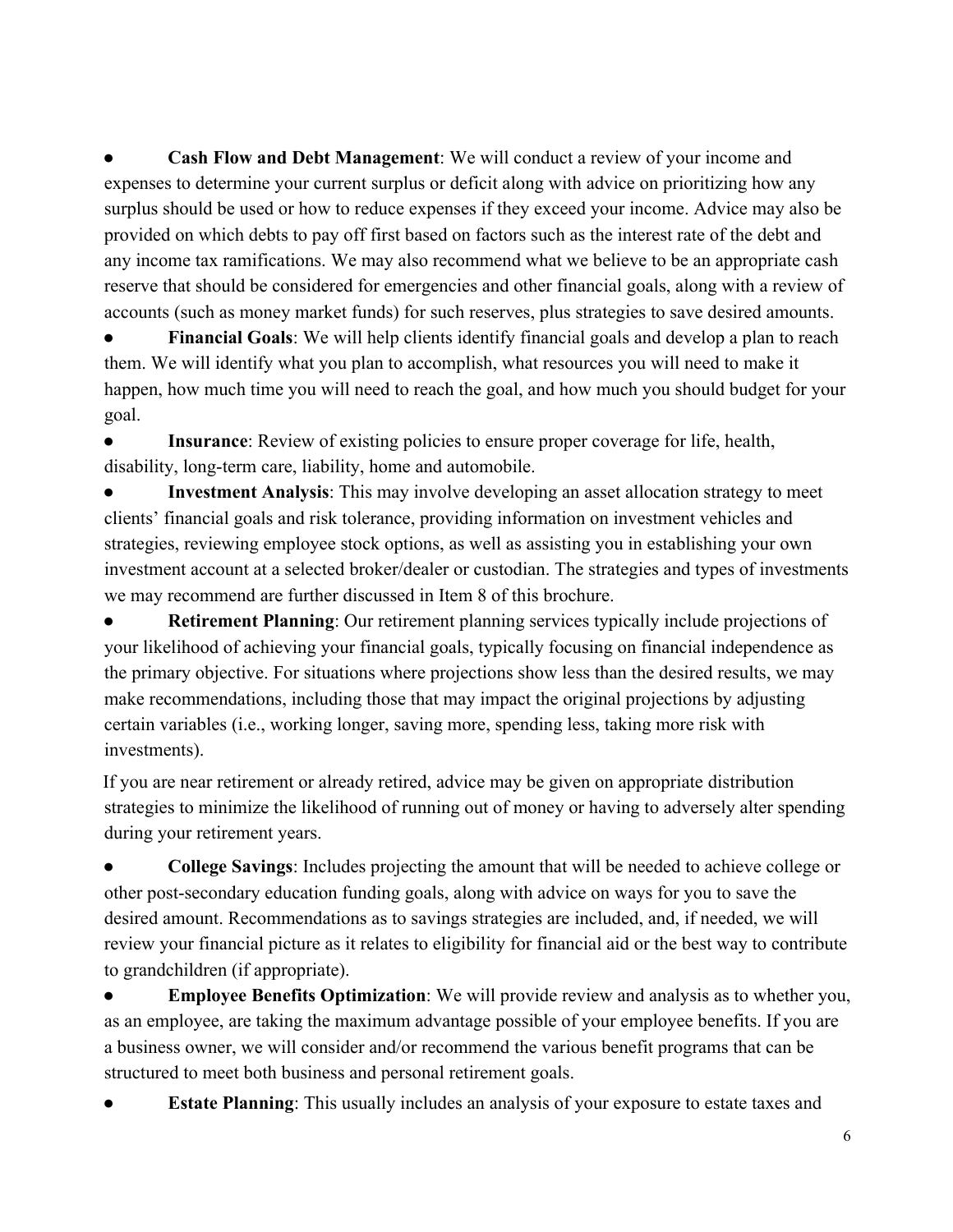- **Cash Flow and Debt Management**: We will conduct a review of your income and expenses to determine your current surplus or deficit along with advice on prioritizing how any surplus should be used or how to reduce expenses if they exceed your income. Advice may also be provided on which debts to pay off first based on factors such as the interest rate of the debt and any income tax ramifications. We may also recommend what we believe to be an appropriate cash reserve that should be considered for emergencies and other financial goals, along with a review of accounts (such as money market funds) for such reserves, plus strategies to save desired amounts.
- **Financial Goals**: We will help clients identify financial goals and develop a plan to reach them. We will identify what you plan to accomplish, what resources you will need to make it happen, how much time you will need to reach the goal, and how much you should budget for your goal.
- **Insurance**: Review of existing policies to ensure proper coverage for life, health, disability, long-term care, liability, home and automobile.
- **Investment Analysis**: This may involve developing an asset allocation strategy to meet clients' financial goals and risk tolerance, providing information on investment vehicles and strategies, reviewing employee stock options, as well as assisting you in establishing your own investment account at a selected broker/dealer or custodian. The strategies and types of investments we may recommend are further discussed in Item 8 of this brochure.
- **Retirement Planning**: Our retirement planning services typically include projections of your likelihood of achieving your financial goals, typically focusing on financial independence as the primary objective. For situations where projections show less than the desired results, we may make recommendations, including those that may impact the original projections by adjusting certain variables (i.e., working longer, saving more, spending less, taking more risk with investments).

If you are near retirement or already retired, advice may be given on appropriate distribution strategies to minimize the likelihood of running out of money or having to adversely alter spending during your retirement years.

- **College Savings**: Includes projecting the amount that will be needed to achieve college or other post-secondary education funding goals, along with advice on ways for you to save the desired amount. Recommendations as to savings strategies are included, and, if needed, we will review your financial picture as it relates to eligibility for financial aid or the best way to contribute to grandchildren (if appropriate).
- **Employee Benefits Optimization**: We will provide review and analysis as to whether you, as an employee, are taking the maximum advantage possible of your employee benefits. If you are a business owner, we will consider and/or recommend the various benefit programs that can be structured to meet both business and personal retirement goals.
- **Estate Planning**: This usually includes an analysis of your exposure to estate taxes and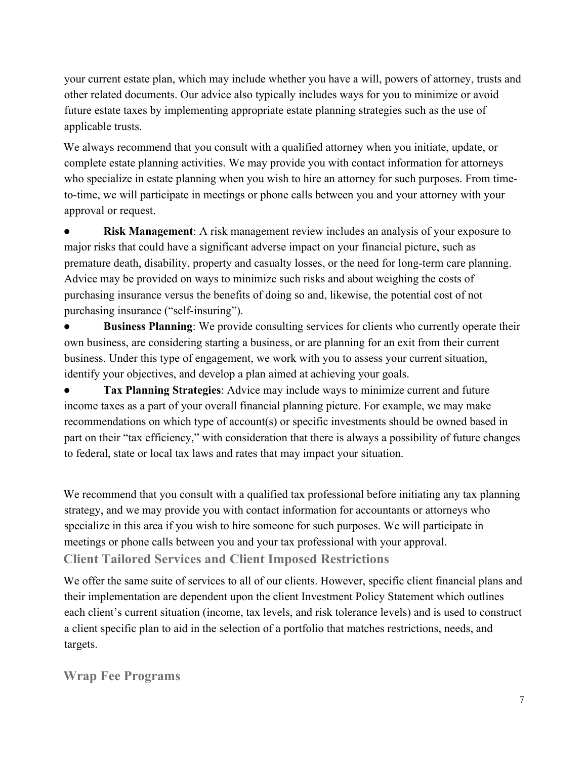your current estate plan, which may include whether you have a will, powers of attorney, trusts and other related documents. Our advice also typically includes ways for you to minimize or avoid future estate taxes by implementing appropriate estate planning strategies such as the use of applicable trusts.

We always recommend that you consult with a qualified attorney when you initiate, update, or complete estate planning activities. We may provide you with contact information for attorneys who specialize in estate planning when you wish to hire an attorney for such purposes. From time-to-time, we will participate in meetings or phone calls between you and your attorney with your approval or request.

- **Risk Management**: A risk management review includes an analysis of your exposure to major risks that could have a significant adverse impact on your financial picture, such as premature death, disability, property and casualty losses, or the need for long-term care planning. Advice may be provided on ways to minimize such risks and about weighing the costs of purchasing insurance versus the benefits of doing so and, likewise, the potential cost of not purchasing insurance ("self-insuring").
- **Business Planning**: We provide consulting services for clients who currently operate their own business, are considering starting a business, or are planning for an exit from their current business. Under this type of engagement, we work with you to assess your current situation, identify your objectives, and develop a plan aimed at achieving your goals.
- **Tax Planning Strategies**: Advice may include ways to minimize current and future income taxes as a part of your overall financial planning picture. For example, we may make recommendations on which type of account(s) or specific investments should be owned based in part on their "tax efficiency," with consideration that there is always a possibility of future changes to federal, state or local tax laws and rates that may impact your situation.

We recommend that you consult with a qualified tax professional before initiating any tax planning strategy, and we may provide you with contact information for accountants or attorneys who specialize in this area if you wish to hire someone for such purposes. We will participate in meetings or phone calls between you and your tax professional with your approval.

## Client Tailored Services and Client Imposed Restrictions

We offer the same suite of services to all of our clients. However, specific client financial plans and their implementation are dependent upon the client Investment Policy Statement which outlines each client's current situation (income, tax levels, and risk tolerance levels) and is used to construct a client specific plan to aid in the selection of a portfolio that matches restrictions, needs, and targets.

## Wrap Fee Programs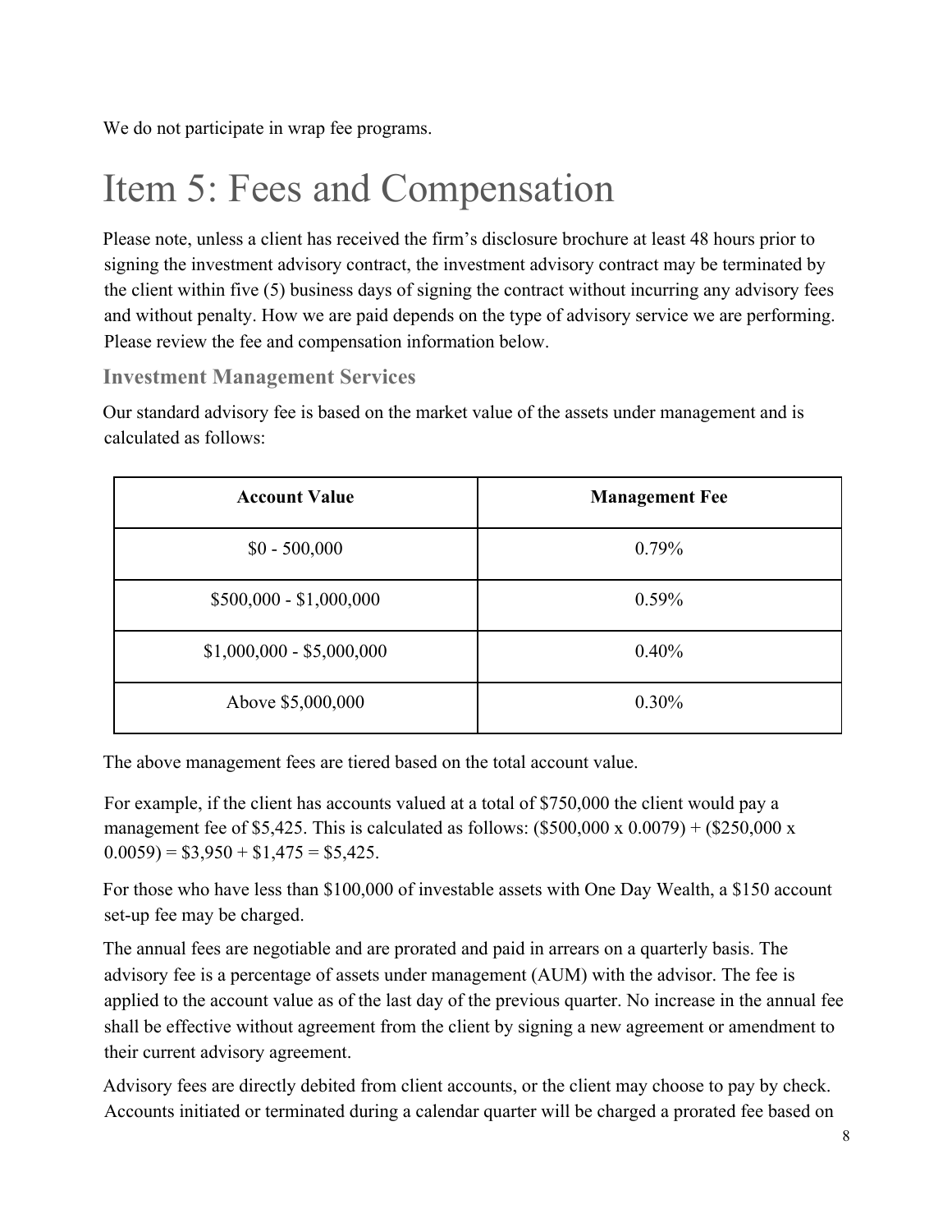We do not participate in wrap fee programs.

# Item 5: Fees and Compensation

Please note, unless a client has received the firm's disclosure brochure at least 48 hours prior to signing the investment advisory contract, the investment advisory contract may be terminated by the client within five (5) business days of signing the contract without incurring any advisory fees and without penalty. How we are paid depends on the type of advisory service we are performing. Please review the fee and compensation information below.

### Investment Management Services

Our standard advisory fee is based on the market value of the assets under management and is calculated as follows:

| Account Value | Management Fee |
| --- | --- |
| $0 - 500,000 | 0.79% |
| $500,000 - $1,000,000 | 0.59% |
| $1,000,000 - $5,000,000 | 0.40% |
| Above $5,000,000 | 0.30% |

The above management fees are tiered based on the total account value.

For example, if the client has accounts valued at a total of $750,000 the client would pay a management fee of $5,425. This is calculated as follows: ($500,000 x 0.0079) + ($250,000 x 0.0059) = $3,950 + $1,475 = $5,425.

For those who have less than $100,000 of investable assets with One Day Wealth, a $150 account set-up fee may be charged.

The annual fees are negotiable and are prorated and paid in arrears on a quarterly basis. The advisory fee is a percentage of assets under management (AUM) with the advisor. The fee is applied to the account value as of the last day of the previous quarter. No increase in the annual fee shall be effective without agreement from the client by signing a new agreement or amendment to their current advisory agreement.

Advisory fees are directly debited from client accounts, or the client may choose to pay by check. Accounts initiated or terminated during a calendar quarter will be charged a prorated fee based on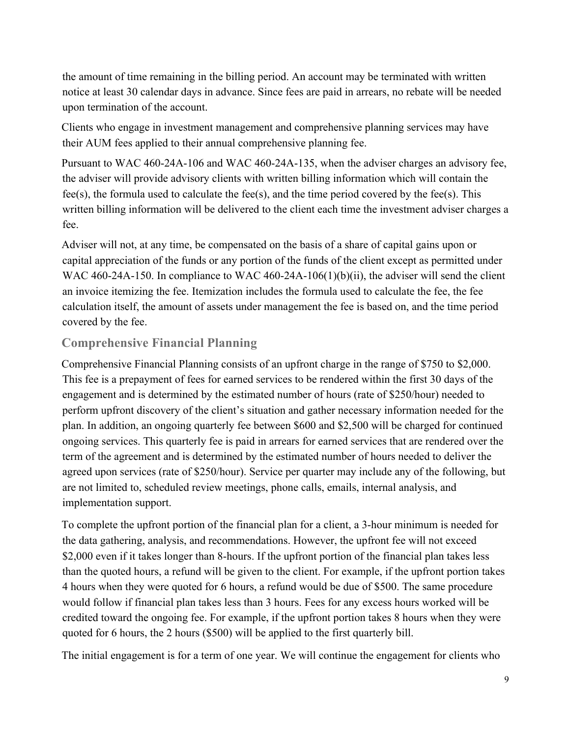the amount of time remaining in the billing period. An account may be terminated with written notice at least 30 calendar days in advance. Since fees are paid in arrears, no rebate will be needed upon termination of the account.

Clients who engage in investment management and comprehensive planning services may have their AUM fees applied to their annual comprehensive planning fee.

Pursuant to WAC 460-24A-106 and WAC 460-24A-135, when the adviser charges an advisory fee, the adviser will provide advisory clients with written billing information which will contain the fee(s), the formula used to calculate the fee(s), and the time period covered by the fee(s). This written billing information will be delivered to the client each time the investment adviser charges a fee.

Adviser will not, at any time, be compensated on the basis of a share of capital gains upon or capital appreciation of the funds or any portion of the funds of the client except as permitted under WAC 460-24A-150. In compliance to WAC 460-24A-106(1)(b)(ii), the adviser will send the client an invoice itemizing the fee. Itemization includes the formula used to calculate the fee, the fee calculation itself, the amount of assets under management the fee is based on, and the time period covered by the fee.

## Comprehensive Financial Planning

Comprehensive Financial Planning consists of an upfront charge in the range of $750 to $2,000. This fee is a prepayment of fees for earned services to be rendered within the first 30 days of the engagement and is determined by the estimated number of hours (rate of $250/hour) needed to perform upfront discovery of the client's situation and gather necessary information needed for the plan. In addition, an ongoing quarterly fee between $600 and $2,500 will be charged for continued ongoing services. This quarterly fee is paid in arrears for earned services that are rendered over the term of the agreement and is determined by the estimated number of hours needed to deliver the agreed upon services (rate of $250/hour). Service per quarter may include any of the following, but are not limited to, scheduled review meetings, phone calls, emails, internal analysis, and implementation support.

To complete the upfront portion of the financial plan for a client, a 3-hour minimum is needed for the data gathering, analysis, and recommendations. However, the upfront fee will not exceed $2,000 even if it takes longer than 8-hours. If the upfront portion of the financial plan takes less than the quoted hours, a refund will be given to the client. For example, if the upfront portion takes 4 hours when they were quoted for 6 hours, a refund would be due of $500. The same procedure would follow if financial plan takes less than 3 hours. Fees for any excess hours worked will be credited toward the ongoing fee. For example, if the upfront portion takes 8 hours when they were quoted for 6 hours, the 2 hours ($500) will be applied to the first quarterly bill.

The initial engagement is for a term of one year. We will continue the engagement for clients who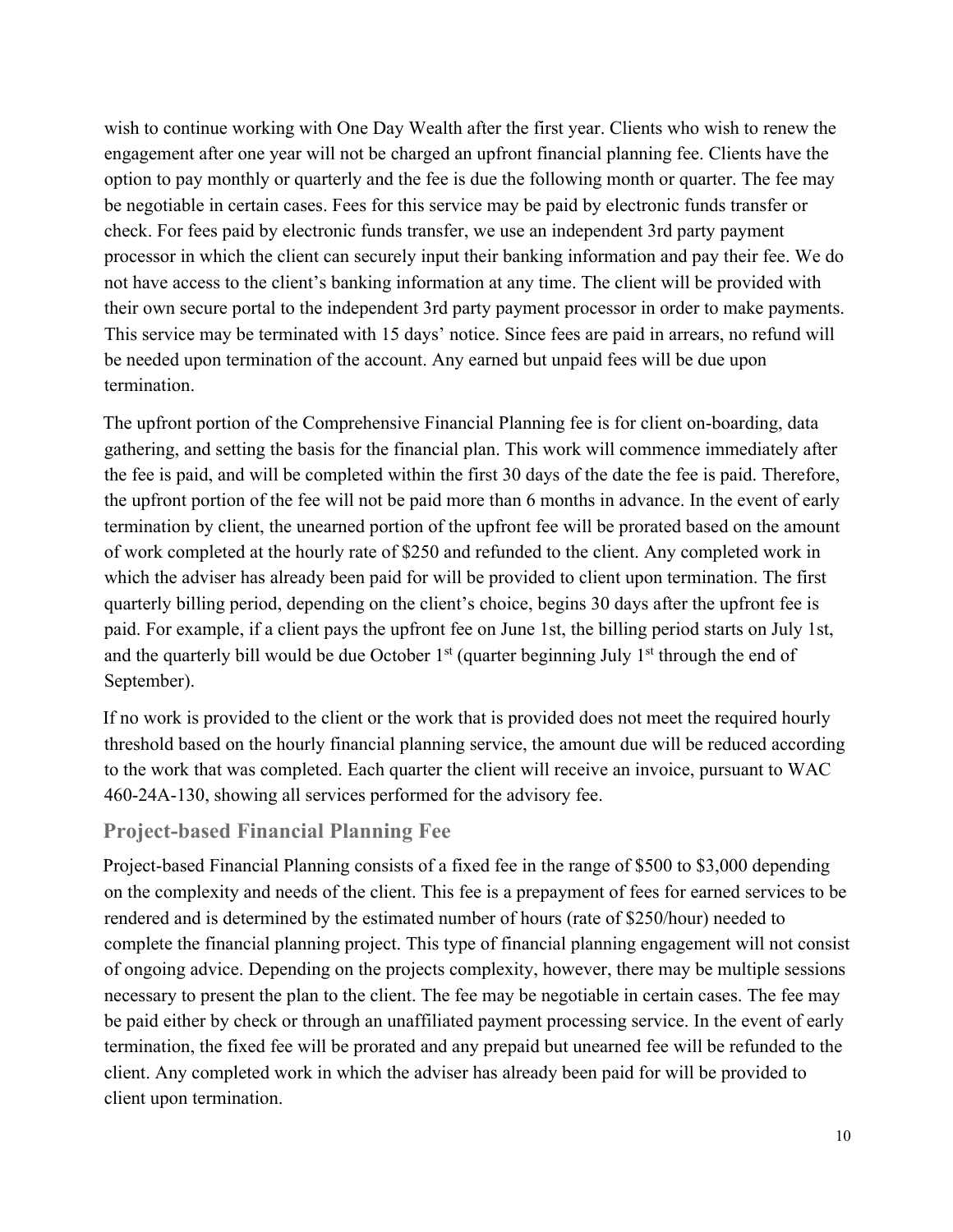wish to continue working with One Day Wealth after the first year. Clients who wish to renew the engagement after one year will not be charged an upfront financial planning fee. Clients have the option to pay monthly or quarterly and the fee is due the following month or quarter. The fee may be negotiable in certain cases. Fees for this service may be paid by electronic funds transfer or check. For fees paid by electronic funds transfer, we use an independent 3rd party payment processor in which the client can securely input their banking information and pay their fee. We do not have access to the client's banking information at any time. The client will be provided with their own secure portal to the independent 3rd party payment processor in order to make payments. This service may be terminated with 15 days' notice. Since fees are paid in arrears, no refund will be needed upon termination of the account. Any earned but unpaid fees will be due upon termination.

The upfront portion of the Comprehensive Financial Planning fee is for client on-boarding, data gathering, and setting the basis for the financial plan. This work will commence immediately after the fee is paid, and will be completed within the first 30 days of the date the fee is paid. Therefore, the upfront portion of the fee will not be paid more than 6 months in advance. In the event of early termination by client, the unearned portion of the upfront fee will be prorated based on the amount of work completed at the hourly rate of $250 and refunded to the client. Any completed work in which the adviser has already been paid for will be provided to client upon termination. The first quarterly billing period, depending on the client's choice, begins 30 days after the upfront fee is paid. For example, if a client pays the upfront fee on June 1st, the billing period starts on July 1st, and the quarterly bill would be due October 1st (quarter beginning July 1st through the end of September).

If no work is provided to the client or the work that is provided does not meet the required hourly threshold based on the hourly financial planning service, the amount due will be reduced according to the work that was completed. Each quarter the client will receive an invoice, pursuant to WAC 460-24A-130, showing all services performed for the advisory fee.

### Project-based Financial Planning Fee

Project-based Financial Planning consists of a fixed fee in the range of $500 to $3,000 depending on the complexity and needs of the client. This fee is a prepayment of fees for earned services to be rendered and is determined by the estimated number of hours (rate of $250/hour) needed to complete the financial planning project. This type of financial planning engagement will not consist of ongoing advice. Depending on the projects complexity, however, there may be multiple sessions necessary to present the plan to the client. The fee may be negotiable in certain cases. The fee may be paid either by check or through an unaffiliated payment processing service. In the event of early termination, the fixed fee will be prorated and any prepaid but unearned fee will be refunded to the client. Any completed work in which the adviser has already been paid for will be provided to client upon termination.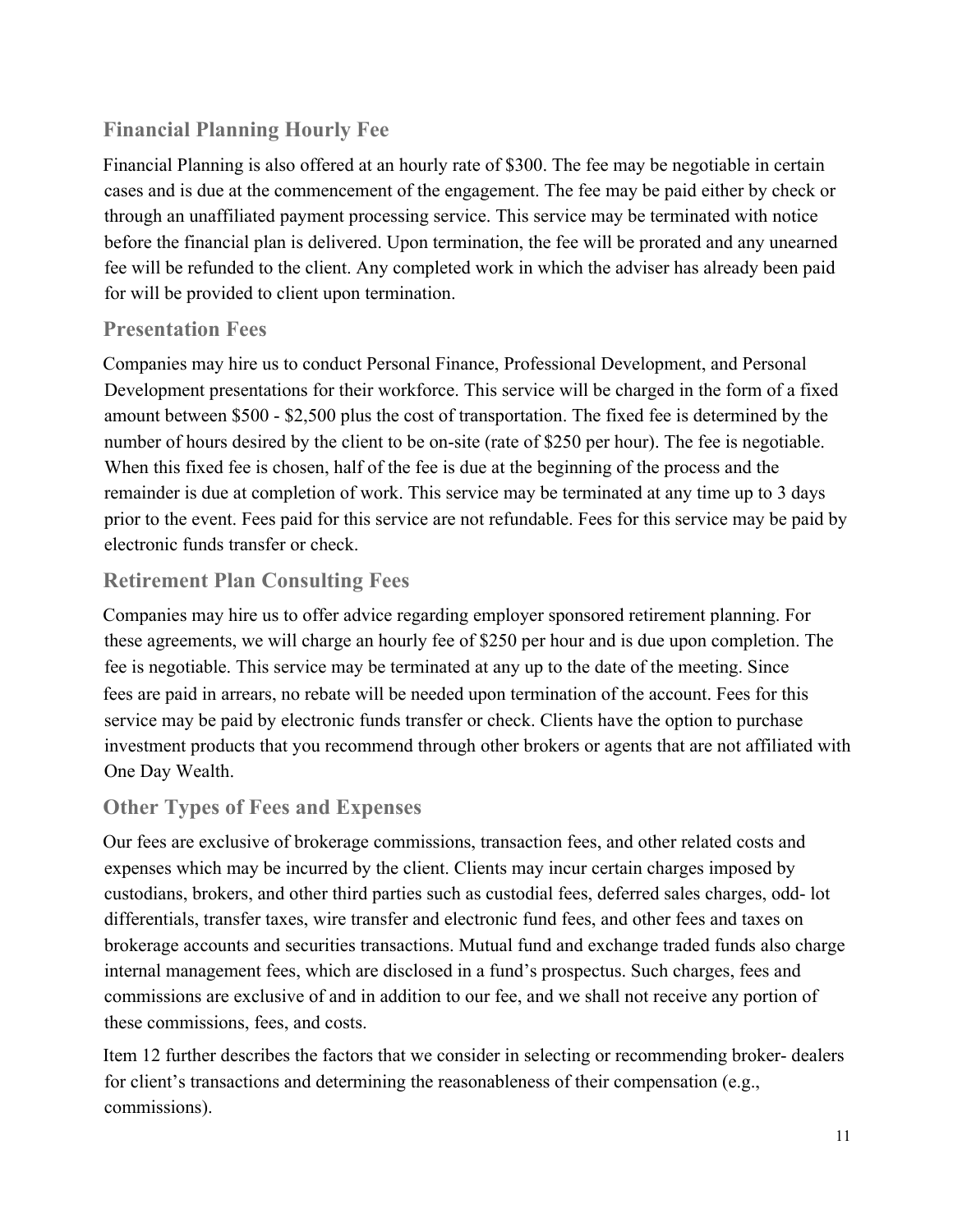### Financial Planning Hourly Fee

Financial Planning is also offered at an hourly rate of $300. The fee may be negotiable in certain cases and is due at the commencement of the engagement. The fee may be paid either by check or through an unaffiliated payment processing service. This service may be terminated with notice before the financial plan is delivered. Upon termination, the fee will be prorated and any unearned fee will be refunded to the client. Any completed work in which the adviser has already been paid for will be provided to client upon termination.

### Presentation Fees

Companies may hire us to conduct Personal Finance, Professional Development, and Personal Development presentations for their workforce. This service will be charged in the form of a fixed amount between $500 - $2,500 plus the cost of transportation. The fixed fee is determined by the number of hours desired by the client to be on-site (rate of $250 per hour). The fee is negotiable. When this fixed fee is chosen, half of the fee is due at the beginning of the process and the remainder is due at completion of work. This service may be terminated at any time up to 3 days prior to the event. Fees paid for this service are not refundable. Fees for this service may be paid by electronic funds transfer or check.

### Retirement Plan Consulting Fees

Companies may hire us to offer advice regarding employer sponsored retirement planning. For these agreements, we will charge an hourly fee of $250 per hour and is due upon completion. The fee is negotiable. This service may be terminated at any up to the date of the meeting. Since fees are paid in arrears, no rebate will be needed upon termination of the account. Fees for this service may be paid by electronic funds transfer or check. Clients have the option to purchase investment products that you recommend through other brokers or agents that are not affiliated with One Day Wealth.

### Other Types of Fees and Expenses

Our fees are exclusive of brokerage commissions, transaction fees, and other related costs and expenses which may be incurred by the client. Clients may incur certain charges imposed by custodians, brokers, and other third parties such as custodial fees, deferred sales charges, odd- lot differentials, transfer taxes, wire transfer and electronic fund fees, and other fees and taxes on brokerage accounts and securities transactions. Mutual fund and exchange traded funds also charge internal management fees, which are disclosed in a fund's prospectus. Such charges, fees and commissions are exclusive of and in addition to our fee, and we shall not receive any portion of these commissions, fees, and costs.

Item 12 further describes the factors that we consider in selecting or recommending broker- dealers for client's transactions and determining the reasonableness of their compensation (e.g., commissions).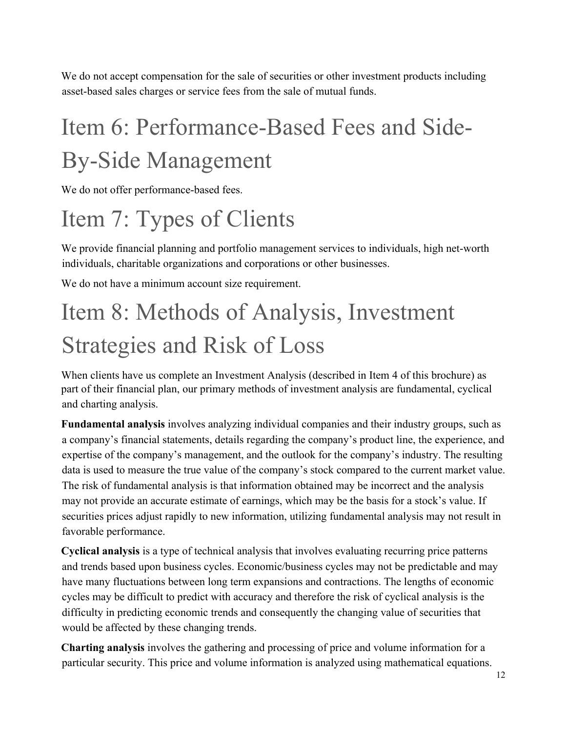We do not accept compensation for the sale of securities or other investment products including asset-based sales charges or service fees from the sale of mutual funds.

# Item 6: Performance-Based Fees and Side-By-Side Management

We do not offer performance-based fees.

# Item 7: Types of Clients

We provide financial planning and portfolio management services to individuals, high net-worth individuals, charitable organizations and corporations or other businesses.

We do not have a minimum account size requirement.

# Item 8: Methods of Analysis, Investment Strategies and Risk of Loss

When clients have us complete an Investment Analysis (described in Item 4 of this brochure) as part of their financial plan, our primary methods of investment analysis are fundamental, cyclical and charting analysis.

**Fundamental analysis** involves analyzing individual companies and their industry groups, such as a company's financial statements, details regarding the company's product line, the experience, and expertise of the company's management, and the outlook for the company's industry. The resulting data is used to measure the true value of the company's stock compared to the current market value. The risk of fundamental analysis is that information obtained may be incorrect and the analysis may not provide an accurate estimate of earnings, which may be the basis for a stock's value. If securities prices adjust rapidly to new information, utilizing fundamental analysis may not result in favorable performance.

**Cyclical analysis** is a type of technical analysis that involves evaluating recurring price patterns and trends based upon business cycles. Economic/business cycles may not be predictable and may have many fluctuations between long term expansions and contractions. The lengths of economic cycles may be difficult to predict with accuracy and therefore the risk of cyclical analysis is the difficulty in predicting economic trends and consequently the changing value of securities that would be affected by these changing trends.

**Charting analysis** involves the gathering and processing of price and volume information for a particular security. This price and volume information is analyzed using mathematical equations.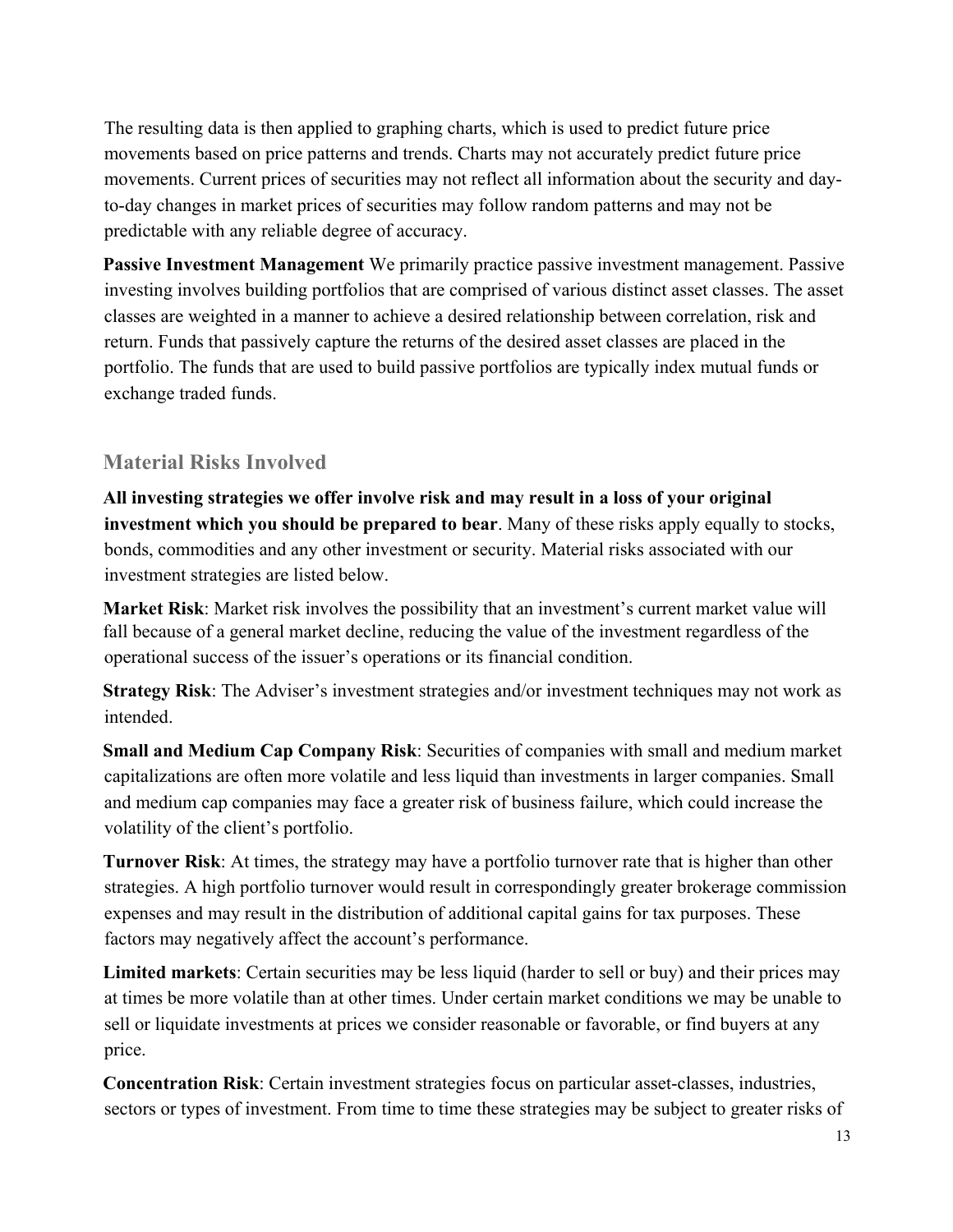The resulting data is then applied to graphing charts, which is used to predict future price movements based on price patterns and trends. Charts may not accurately predict future price movements. Current prices of securities may not reflect all information about the security and day-to-day changes in market prices of securities may follow random patterns and may not be predictable with any reliable degree of accuracy.

**Passive Investment Management** We primarily practice passive investment management. Passive investing involves building portfolios that are comprised of various distinct asset classes. The asset classes are weighted in a manner to achieve a desired relationship between correlation, risk and return. Funds that passively capture the returns of the desired asset classes are placed in the portfolio. The funds that are used to build passive portfolios are typically index mutual funds or exchange traded funds.

## Material Risks Involved

**All investing strategies we offer involve risk and may result in a loss of your original investment which you should be prepared to bear**. Many of these risks apply equally to stocks, bonds, commodities and any other investment or security. Material risks associated with our investment strategies are listed below.

**Market Risk**: Market risk involves the possibility that an investment's current market value will fall because of a general market decline, reducing the value of the investment regardless of the operational success of the issuer's operations or its financial condition.

**Strategy Risk**: The Adviser's investment strategies and/or investment techniques may not work as intended.

**Small and Medium Cap Company Risk**: Securities of companies with small and medium market capitalizations are often more volatile and less liquid than investments in larger companies. Small and medium cap companies may face a greater risk of business failure, which could increase the volatility of the client's portfolio.

**Turnover Risk**: At times, the strategy may have a portfolio turnover rate that is higher than other strategies. A high portfolio turnover would result in correspondingly greater brokerage commission expenses and may result in the distribution of additional capital gains for tax purposes. These factors may negatively affect the account's performance.

**Limited markets**: Certain securities may be less liquid (harder to sell or buy) and their prices may at times be more volatile than at other times. Under certain market conditions we may be unable to sell or liquidate investments at prices we consider reasonable or favorable, or find buyers at any price.

**Concentration Risk**: Certain investment strategies focus on particular asset-classes, industries, sectors or types of investment. From time to time these strategies may be subject to greater risks of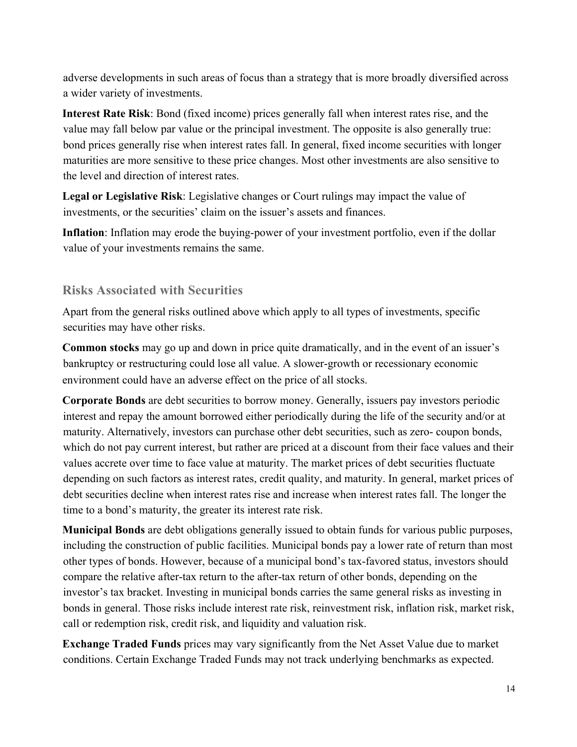adverse developments in such areas of focus than a strategy that is more broadly diversified across a wider variety of investments.

**Interest Rate Risk**: Bond (fixed income) prices generally fall when interest rates rise, and the value may fall below par value or the principal investment. The opposite is also generally true: bond prices generally rise when interest rates fall. In general, fixed income securities with longer maturities are more sensitive to these price changes. Most other investments are also sensitive to the level and direction of interest rates.

**Legal or Legislative Risk**: Legislative changes or Court rulings may impact the value of investments, or the securities' claim on the issuer's assets and finances.

**Inflation**: Inflation may erode the buying-power of your investment portfolio, even if the dollar value of your investments remains the same.

## Risks Associated with Securities

Apart from the general risks outlined above which apply to all types of investments, specific securities may have other risks.

**Common stocks** may go up and down in price quite dramatically, and in the event of an issuer's bankruptcy or restructuring could lose all value. A slower-growth or recessionary economic environment could have an adverse effect on the price of all stocks.

**Corporate Bonds** are debt securities to borrow money. Generally, issuers pay investors periodic interest and repay the amount borrowed either periodically during the life of the security and/or at maturity. Alternatively, investors can purchase other debt securities, such as zero- coupon bonds, which do not pay current interest, but rather are priced at a discount from their face values and their values accrete over time to face value at maturity. The market prices of debt securities fluctuate depending on such factors as interest rates, credit quality, and maturity. In general, market prices of debt securities decline when interest rates rise and increase when interest rates fall. The longer the time to a bond's maturity, the greater its interest rate risk.

**Municipal Bonds** are debt obligations generally issued to obtain funds for various public purposes, including the construction of public facilities. Municipal bonds pay a lower rate of return than most other types of bonds. However, because of a municipal bond's tax-favored status, investors should compare the relative after-tax return to the after-tax return of other bonds, depending on the investor's tax bracket. Investing in municipal bonds carries the same general risks as investing in bonds in general. Those risks include interest rate risk, reinvestment risk, inflation risk, market risk, call or redemption risk, credit risk, and liquidity and valuation risk.

**Exchange Traded Funds** prices may vary significantly from the Net Asset Value due to market conditions. Certain Exchange Traded Funds may not track underlying benchmarks as expected.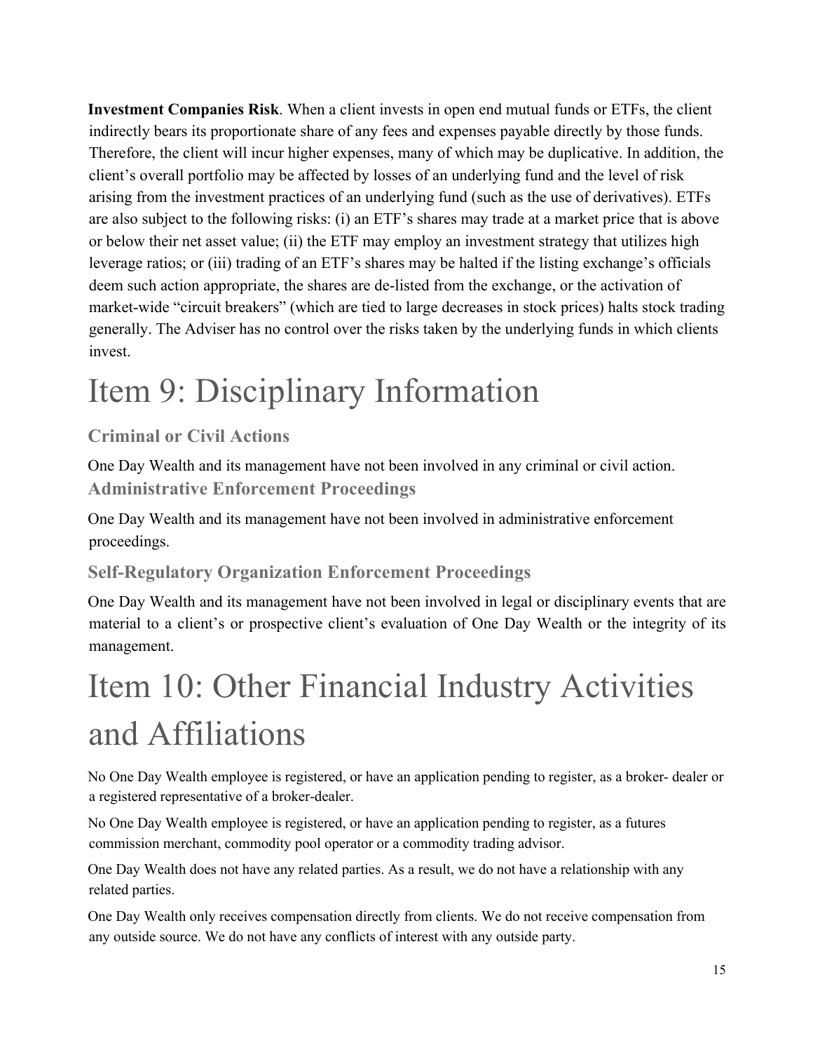**Investment Companies Risk**. When a client invests in open end mutual funds or ETFs, the client indirectly bears its proportionate share of any fees and expenses payable directly by those funds. Therefore, the client will incur higher expenses, many of which may be duplicative. In addition, the client's overall portfolio may be affected by losses of an underlying fund and the level of risk arising from the investment practices of an underlying fund (such as the use of derivatives). ETFs are also subject to the following risks: (i) an ETF's shares may trade at a market price that is above or below their net asset value; (ii) the ETF may employ an investment strategy that utilizes high leverage ratios; or (iii) trading of an ETF's shares may be halted if the listing exchange's officials deem such action appropriate, the shares are de-listed from the exchange, or the activation of market-wide "circuit breakers" (which are tied to large decreases in stock prices) halts stock trading generally. The Adviser has no control over the risks taken by the underlying funds in which clients invest.

# Item 9: Disciplinary Information

### Criminal or Civil Actions

One Day Wealth and its management have not been involved in any criminal or civil action.

### Administrative Enforcement Proceedings

One Day Wealth and its management have not been involved in administrative enforcement proceedings.

### Self-Regulatory Organization Enforcement Proceedings

One Day Wealth and its management have not been involved in legal or disciplinary events that are material to a client's or prospective client's evaluation of One Day Wealth or the integrity of its management.

# Item 10: Other Financial Industry Activities and Affiliations

No One Day Wealth employee is registered, or have an application pending to register, as a broker- dealer or a registered representative of a broker-dealer.

No One Day Wealth employee is registered, or have an application pending to register, as a futures commission merchant, commodity pool operator or a commodity trading advisor.

One Day Wealth does not have any related parties. As a result, we do not have a relationship with any related parties.

One Day Wealth only receives compensation directly from clients. We do not receive compensation from any outside source. We do not have any conflicts of interest with any outside party.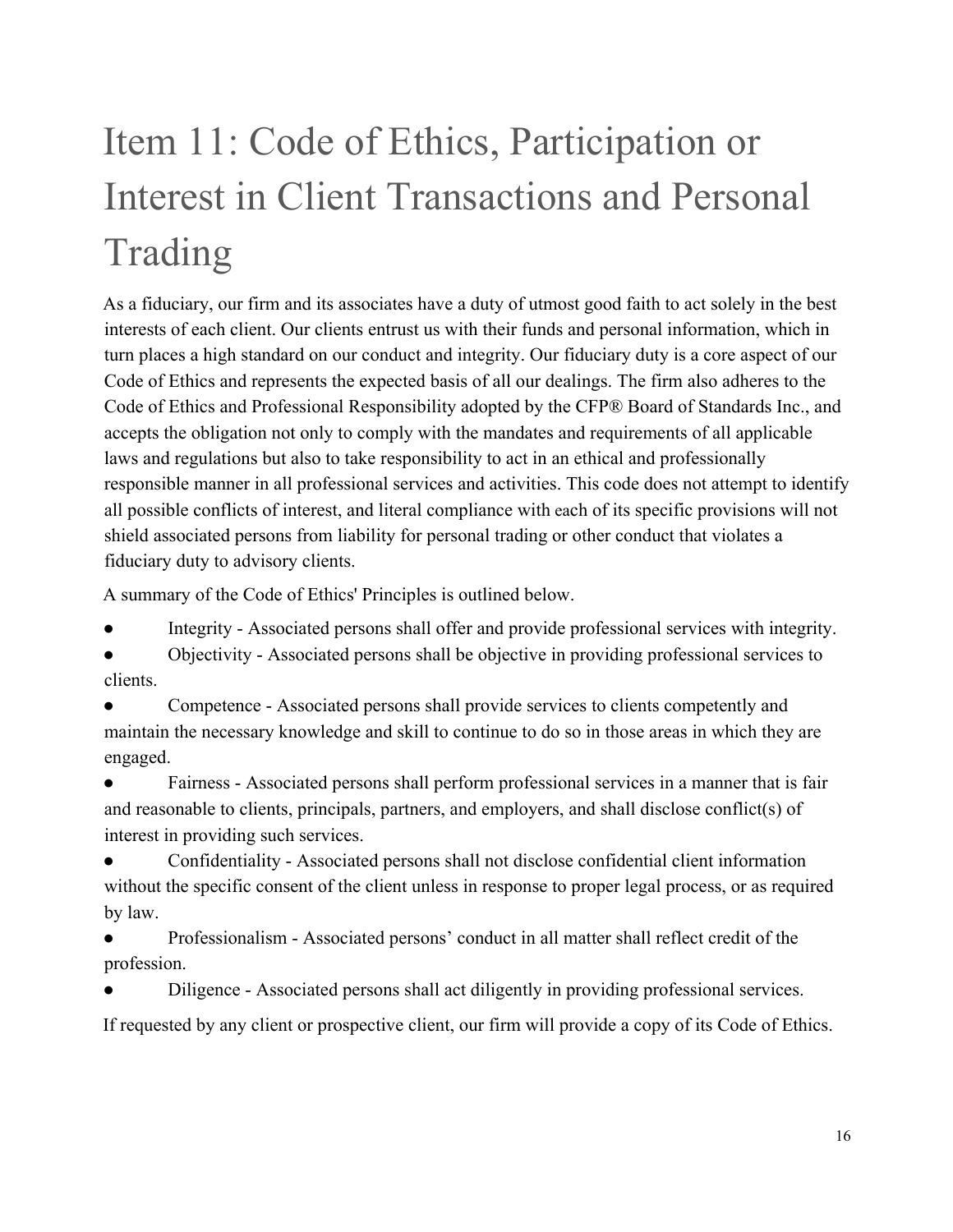# Item 11: Code of Ethics, Participation or Interest in Client Transactions and Personal Trading

As a fiduciary, our firm and its associates have a duty of utmost good faith to act solely in the best interests of each client. Our clients entrust us with their funds and personal information, which in turn places a high standard on our conduct and integrity. Our fiduciary duty is a core aspect of our Code of Ethics and represents the expected basis of all our dealings. The firm also adheres to the Code of Ethics and Professional Responsibility adopted by the CFP® Board of Standards Inc., and accepts the obligation not only to comply with the mandates and requirements of all applicable laws and regulations but also to take responsibility to act in an ethical and professionally responsible manner in all professional services and activities. This code does not attempt to identify all possible conflicts of interest, and literal compliance with each of its specific provisions will not shield associated persons from liability for personal trading or other conduct that violates a fiduciary duty to advisory clients.

A summary of the Code of Ethics' Principles is outlined below.

- Integrity - Associated persons shall offer and provide professional services with integrity.
- Objectivity - Associated persons shall be objective in providing professional services to clients.
- Competence - Associated persons shall provide services to clients competently and maintain the necessary knowledge and skill to continue to do so in those areas in which they are engaged.
- Fairness - Associated persons shall perform professional services in a manner that is fair and reasonable to clients, principals, partners, and employers, and shall disclose conflict(s) of interest in providing such services.
- Confidentiality - Associated persons shall not disclose confidential client information without the specific consent of the client unless in response to proper legal process, or as required by law.
- Professionalism - Associated persons' conduct in all matter shall reflect credit of the profession.
- Diligence - Associated persons shall act diligently in providing professional services.

If requested by any client or prospective client, our firm will provide a copy of its Code of Ethics.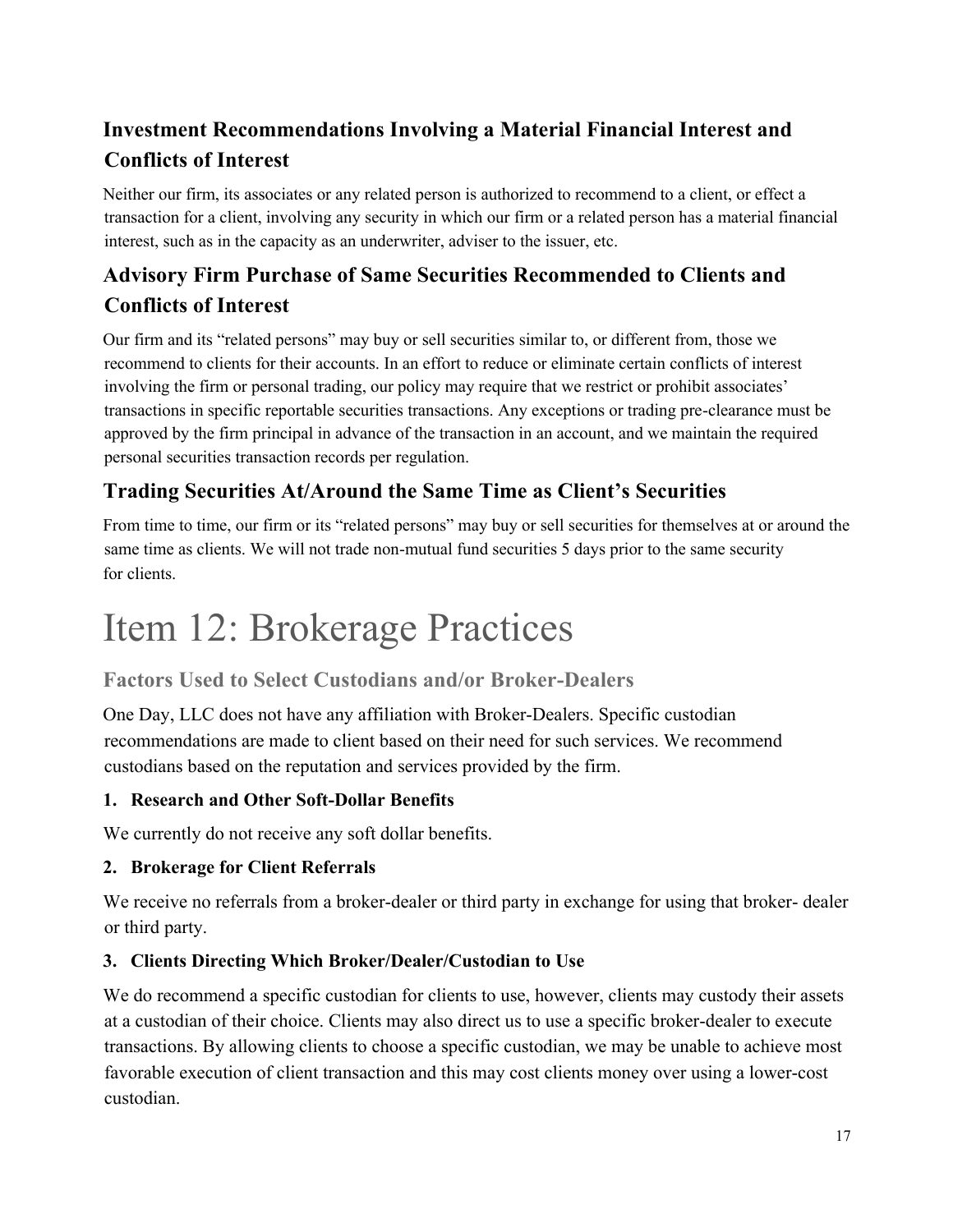### Investment Recommendations Involving a Material Financial Interest and Conflicts of Interest

Neither our firm, its associates or any related person is authorized to recommend to a client, or effect a transaction for a client, involving any security in which our firm or a related person has a material financial interest, such as in the capacity as an underwriter, adviser to the issuer, etc.

### Advisory Firm Purchase of Same Securities Recommended to Clients and Conflicts of Interest

Our firm and its "related persons" may buy or sell securities similar to, or different from, those we recommend to clients for their accounts. In an effort to reduce or eliminate certain conflicts of interest involving the firm or personal trading, our policy may require that we restrict or prohibit associates' transactions in specific reportable securities transactions. Any exceptions or trading pre-clearance must be approved by the firm principal in advance of the transaction in an account, and we maintain the required personal securities transaction records per regulation.

### Trading Securities At/Around the Same Time as Client's Securities

From time to time, our firm or its "related persons" may buy or sell securities for themselves at or around the same time as clients. We will not trade non-mutual fund securities 5 days prior to the same security for clients.

# Item 12: Brokerage Practices

## Factors Used to Select Custodians and/or Broker-Dealers

One Day, LLC does not have any affiliation with Broker-Dealers. Specific custodian recommendations are made to client based on their need for such services. We recommend custodians based on the reputation and services provided by the firm.

#### 1. Research and Other Soft-Dollar Benefits

We currently do not receive any soft dollar benefits.

#### 2. Brokerage for Client Referrals

We receive no referrals from a broker-dealer or third party in exchange for using that broker- dealer or third party.

#### 3. Clients Directing Which Broker/Dealer/Custodian to Use

We do recommend a specific custodian for clients to use, however, clients may custody their assets at a custodian of their choice. Clients may also direct us to use a specific broker-dealer to execute transactions. By allowing clients to choose a specific custodian, we may be unable to achieve most favorable execution of client transaction and this may cost clients money over using a lower-cost custodian.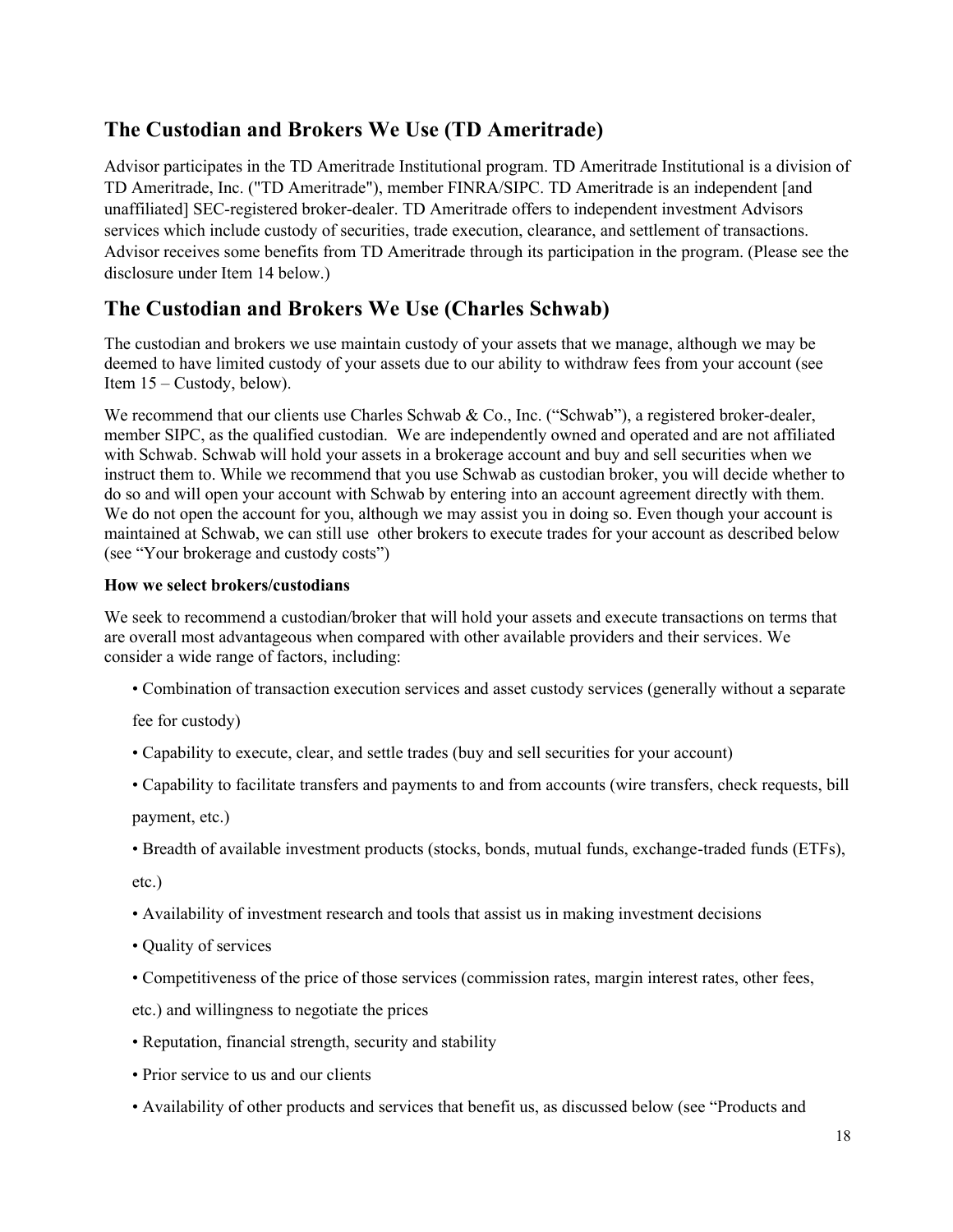## The Custodian and Brokers We Use (TD Ameritrade)

Advisor participates in the TD Ameritrade Institutional program. TD Ameritrade Institutional is a division of TD Ameritrade, Inc. ("TD Ameritrade"), member FINRA/SIPC. TD Ameritrade is an independent [and unaffiliated] SEC-registered broker-dealer. TD Ameritrade offers to independent investment Advisors services which include custody of securities, trade execution, clearance, and settlement of transactions. Advisor receives some benefits from TD Ameritrade through its participation in the program. (Please see the disclosure under Item 14 below.)

## The Custodian and Brokers We Use (Charles Schwab)

The custodian and brokers we use maintain custody of your assets that we manage, although we may be deemed to have limited custody of your assets due to our ability to withdraw fees from your account (see Item 15 – Custody, below).

We recommend that our clients use Charles Schwab & Co., Inc. ("Schwab"), a registered broker-dealer, member SIPC, as the qualified custodian. We are independently owned and operated and are not affiliated with Schwab. Schwab will hold your assets in a brokerage account and buy and sell securities when we instruct them to. While we recommend that you use Schwab as custodian broker, you will decide whether to do so and will open your account with Schwab by entering into an account agreement directly with them. We do not open the account for you, although we may assist you in doing so. Even though your account is maintained at Schwab, we can still use other brokers to execute trades for your account as described below (see "Your brokerage and custody costs")

**How we select brokers/custodians**

We seek to recommend a custodian/broker that will hold your assets and execute transactions on terms that are overall most advantageous when compared with other available providers and their services. We consider a wide range of factors, including:

- Combination of transaction execution services and asset custody services (generally without a separate fee for custody)
- Capability to execute, clear, and settle trades (buy and sell securities for your account)
- Capability to facilitate transfers and payments to and from accounts (wire transfers, check requests, bill payment, etc.)
- Breadth of available investment products (stocks, bonds, mutual funds, exchange-traded funds (ETFs), etc.)
- Availability of investment research and tools that assist us in making investment decisions
- Quality of services
- Competitiveness of the price of those services (commission rates, margin interest rates, other fees, etc.) and willingness to negotiate the prices
- Reputation, financial strength, security and stability
- Prior service to us and our clients
- Availability of other products and services that benefit us, as discussed below (see "Products and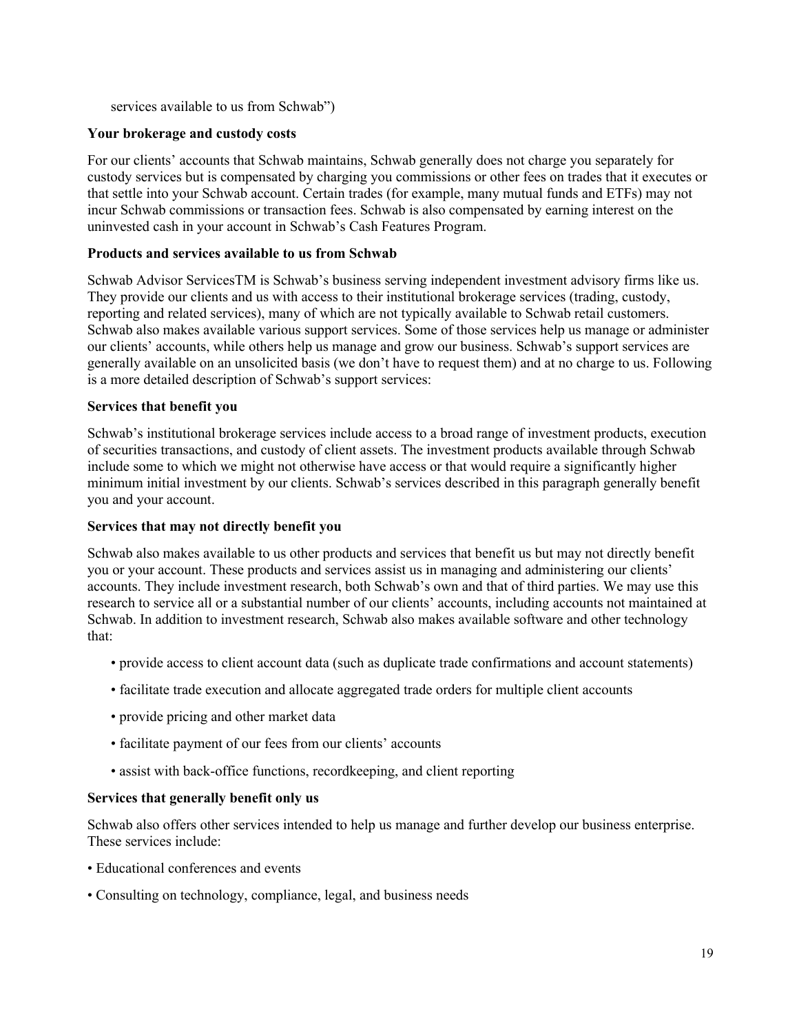services available to us from Schwab")

**Your brokerage and custody costs**

For our clients' accounts that Schwab maintains, Schwab generally does not charge you separately for custody services but is compensated by charging you commissions or other fees on trades that it executes or that settle into your Schwab account. Certain trades (for example, many mutual funds and ETFs) may not incur Schwab commissions or transaction fees. Schwab is also compensated by earning interest on the uninvested cash in your account in Schwab's Cash Features Program.

**Products and services available to us from Schwab**

Schwab Advisor ServicesTM is Schwab's business serving independent investment advisory firms like us. They provide our clients and us with access to their institutional brokerage services (trading, custody, reporting and related services), many of which are not typically available to Schwab retail customers. Schwab also makes available various support services. Some of those services help us manage or administer our clients' accounts, while others help us manage and grow our business. Schwab's support services are generally available on an unsolicited basis (we don't have to request them) and at no charge to us. Following is a more detailed description of Schwab's support services:

**Services that benefit you**

Schwab's institutional brokerage services include access to a broad range of investment products, execution of securities transactions, and custody of client assets. The investment products available through Schwab include some to which we might not otherwise have access or that would require a significantly higher minimum initial investment by our clients. Schwab's services described in this paragraph generally benefit you and your account.

**Services that may not directly benefit you**

Schwab also makes available to us other products and services that benefit us but may not directly benefit you or your account. These products and services assist us in managing and administering our clients' accounts. They include investment research, both Schwab's own and that of third parties. We may use this research to service all or a substantial number of our clients' accounts, including accounts not maintained at Schwab. In addition to investment research, Schwab also makes available software and other technology that:

- provide access to client account data (such as duplicate trade confirmations and account statements)
- facilitate trade execution and allocate aggregated trade orders for multiple client accounts
- provide pricing and other market data
- facilitate payment of our fees from our clients' accounts
- assist with back-office functions, recordkeeping, and client reporting

**Services that generally benefit only us**

Schwab also offers other services intended to help us manage and further develop our business enterprise. These services include:

- Educational conferences and events
- Consulting on technology, compliance, legal, and business needs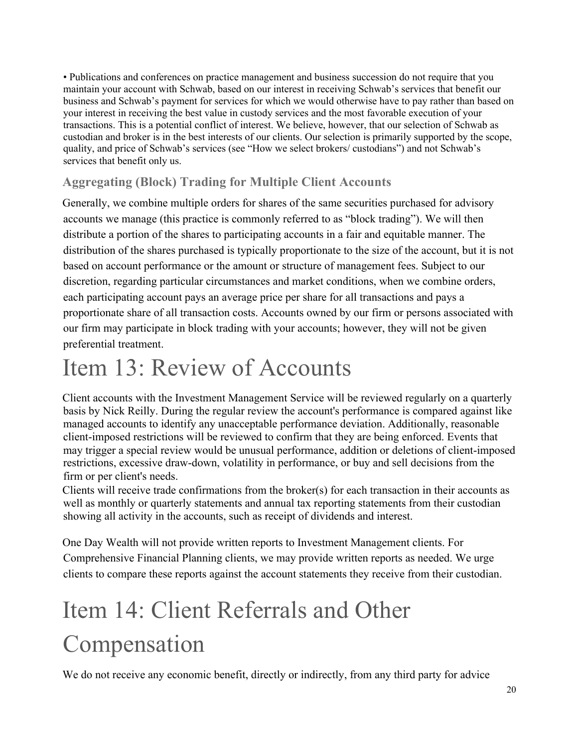• Publications and conferences on practice management and business succession do not require that you maintain your account with Schwab, based on our interest in receiving Schwab's services that benefit our business and Schwab's payment for services for which we would otherwise have to pay rather than based on your interest in receiving the best value in custody services and the most favorable execution of your transactions. This is a potential conflict of interest. We believe, however, that our selection of Schwab as custodian and broker is in the best interests of our clients. Our selection is primarily supported by the scope, quality, and price of Schwab's services (see "How we select brokers/ custodians") and not Schwab's services that benefit only us.

### Aggregating (Block) Trading for Multiple Client Accounts

Generally, we combine multiple orders for shares of the same securities purchased for advisory accounts we manage (this practice is commonly referred to as "block trading"). We will then distribute a portion of the shares to participating accounts in a fair and equitable manner. The distribution of the shares purchased is typically proportionate to the size of the account, but it is not based on account performance or the amount or structure of management fees. Subject to our discretion, regarding particular circumstances and market conditions, when we combine orders, each participating account pays an average price per share for all transactions and pays a proportionate share of all transaction costs. Accounts owned by our firm or persons associated with our firm may participate in block trading with your accounts; however, they will not be given preferential treatment.

# Item 13: Review of Accounts

Client accounts with the Investment Management Service will be reviewed regularly on a quarterly basis by Nick Reilly. During the regular review the account's performance is compared against like managed accounts to identify any unacceptable performance deviation. Additionally, reasonable client-imposed restrictions will be reviewed to confirm that they are being enforced. Events that may trigger a special review would be unusual performance, addition or deletions of client-imposed restrictions, excessive draw-down, volatility in performance, or buy and sell decisions from the firm or per client's needs.
Clients will receive trade confirmations from the broker(s) for each transaction in their accounts as well as monthly or quarterly statements and annual tax reporting statements from their custodian showing all activity in the accounts, such as receipt of dividends and interest.

One Day Wealth will not provide written reports to Investment Management clients. For Comprehensive Financial Planning clients, we may provide written reports as needed. We urge clients to compare these reports against the account statements they receive from their custodian.

# Item 14: Client Referrals and Other Compensation

We do not receive any economic benefit, directly or indirectly, from any third party for advice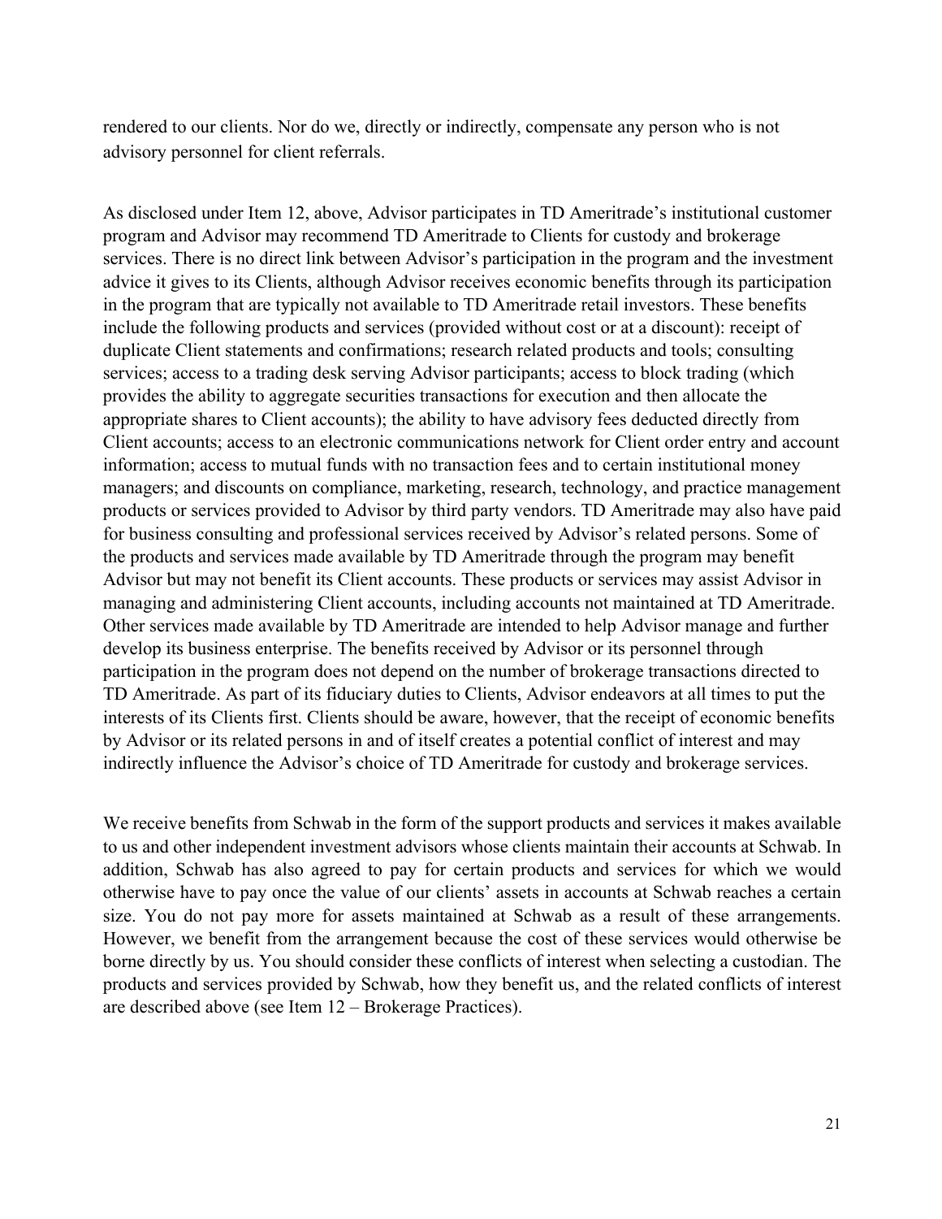rendered to our clients. Nor do we, directly or indirectly, compensate any person who is not advisory personnel for client referrals.

As disclosed under Item 12, above, Advisor participates in TD Ameritrade's institutional customer program and Advisor may recommend TD Ameritrade to Clients for custody and brokerage services. There is no direct link between Advisor's participation in the program and the investment advice it gives to its Clients, although Advisor receives economic benefits through its participation in the program that are typically not available to TD Ameritrade retail investors. These benefits include the following products and services (provided without cost or at a discount): receipt of duplicate Client statements and confirmations; research related products and tools; consulting services; access to a trading desk serving Advisor participants; access to block trading (which provides the ability to aggregate securities transactions for execution and then allocate the appropriate shares to Client accounts); the ability to have advisory fees deducted directly from Client accounts; access to an electronic communications network for Client order entry and account information; access to mutual funds with no transaction fees and to certain institutional money managers; and discounts on compliance, marketing, research, technology, and practice management products or services provided to Advisor by third party vendors. TD Ameritrade may also have paid for business consulting and professional services received by Advisor's related persons. Some of the products and services made available by TD Ameritrade through the program may benefit Advisor but may not benefit its Client accounts. These products or services may assist Advisor in managing and administering Client accounts, including accounts not maintained at TD Ameritrade. Other services made available by TD Ameritrade are intended to help Advisor manage and further develop its business enterprise. The benefits received by Advisor or its personnel through participation in the program does not depend on the number of brokerage transactions directed to TD Ameritrade. As part of its fiduciary duties to Clients, Advisor endeavors at all times to put the interests of its Clients first. Clients should be aware, however, that the receipt of economic benefits by Advisor or its related persons in and of itself creates a potential conflict of interest and may indirectly influence the Advisor's choice of TD Ameritrade for custody and brokerage services.

We receive benefits from Schwab in the form of the support products and services it makes available to us and other independent investment advisors whose clients maintain their accounts at Schwab. In addition, Schwab has also agreed to pay for certain products and services for which we would otherwise have to pay once the value of our clients' assets in accounts at Schwab reaches a certain size. You do not pay more for assets maintained at Schwab as a result of these arrangements. However, we benefit from the arrangement because the cost of these services would otherwise be borne directly by us. You should consider these conflicts of interest when selecting a custodian. The products and services provided by Schwab, how they benefit us, and the related conflicts of interest are described above (see Item 12 – Brokerage Practices).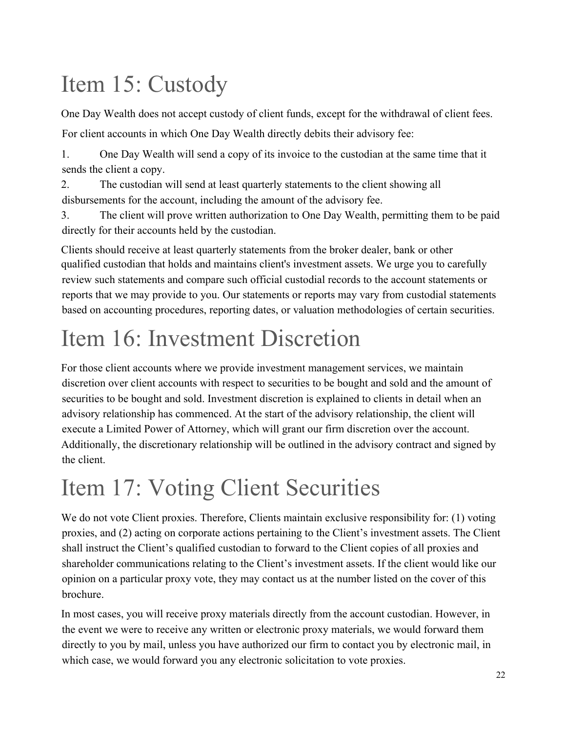# Item 15: Custody

One Day Wealth does not accept custody of client funds, except for the withdrawal of client fees.

For client accounts in which One Day Wealth directly debits their advisory fee:

1. One Day Wealth will send a copy of its invoice to the custodian at the same time that it sends the client a copy.
2. The custodian will send at least quarterly statements to the client showing all disbursements for the account, including the amount of the advisory fee.
3. The client will prove written authorization to One Day Wealth, permitting them to be paid directly for their accounts held by the custodian.

Clients should receive at least quarterly statements from the broker dealer, bank or other qualified custodian that holds and maintains client's investment assets. We urge you to carefully review such statements and compare such official custodial records to the account statements or reports that we may provide to you. Our statements or reports may vary from custodial statements based on accounting procedures, reporting dates, or valuation methodologies of certain securities.

# Item 16: Investment Discretion

For those client accounts where we provide investment management services, we maintain discretion over client accounts with respect to securities to be bought and sold and the amount of securities to be bought and sold. Investment discretion is explained to clients in detail when an advisory relationship has commenced. At the start of the advisory relationship, the client will execute a Limited Power of Attorney, which will grant our firm discretion over the account. Additionally, the discretionary relationship will be outlined in the advisory contract and signed by the client.

# Item 17: Voting Client Securities

We do not vote Client proxies. Therefore, Clients maintain exclusive responsibility for: (1) voting proxies, and (2) acting on corporate actions pertaining to the Client's investment assets. The Client shall instruct the Client's qualified custodian to forward to the Client copies of all proxies and shareholder communications relating to the Client's investment assets. If the client would like our opinion on a particular proxy vote, they may contact us at the number listed on the cover of this brochure.

In most cases, you will receive proxy materials directly from the account custodian. However, in the event we were to receive any written or electronic proxy materials, we would forward them directly to you by mail, unless you have authorized our firm to contact you by electronic mail, in which case, we would forward you any electronic solicitation to vote proxies.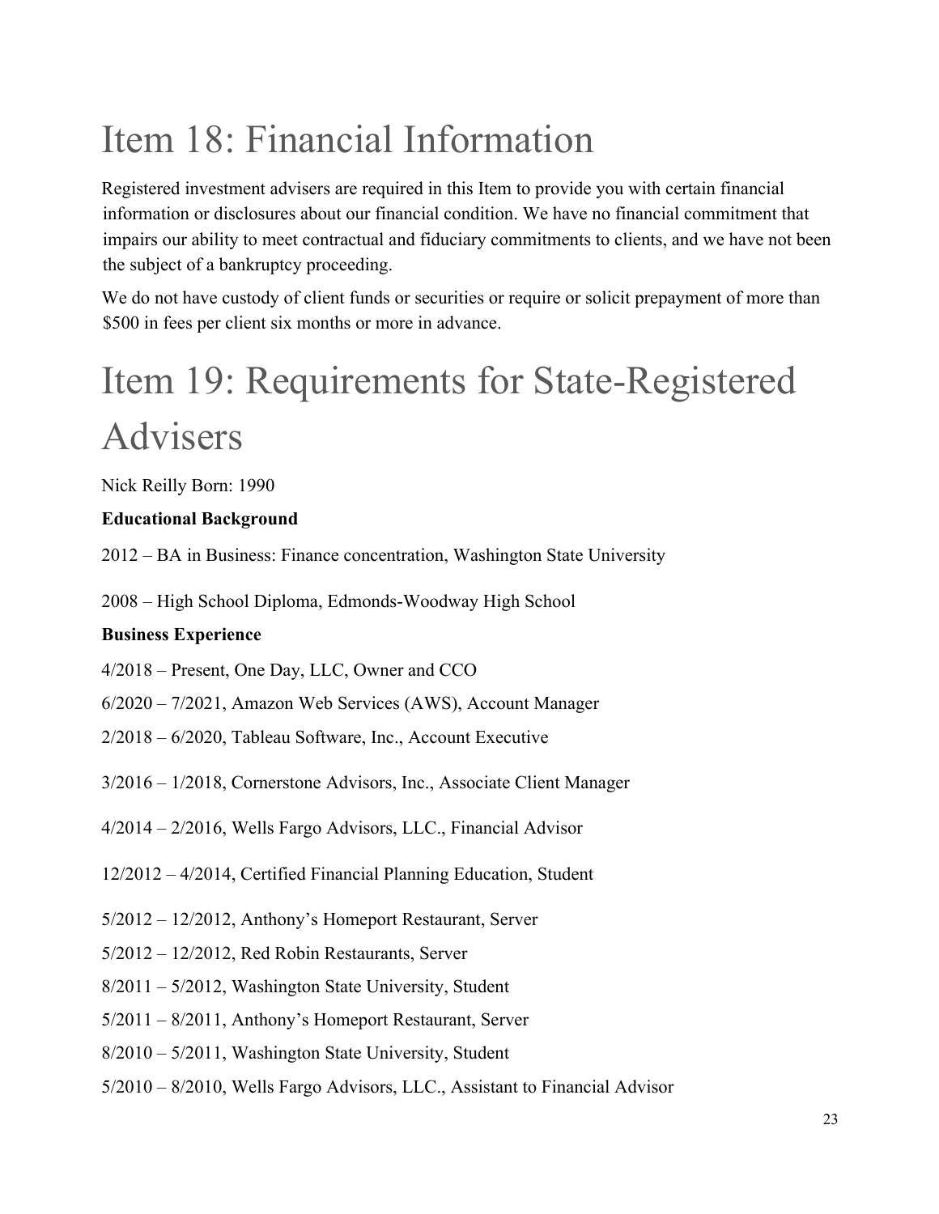# Item 18: Financial Information

Registered investment advisers are required in this Item to provide you with certain financial information or disclosures about our financial condition. We have no financial commitment that impairs our ability to meet contractual and fiduciary commitments to clients, and we have not been the subject of a bankruptcy proceeding.

We do not have custody of client funds or securities or require or solicit prepayment of more than $500 in fees per client six months or more in advance.

# Item 19: Requirements for State-Registered Advisers

Nick Reilly Born: 1990

**Educational Background**

2012 – BA in Business: Finance concentration, Washington State University

2008 – High School Diploma, Edmonds-Woodway High School

**Business Experience**

4/2018 – Present, One Day, LLC, Owner and CCO

6/2020 – 7/2021, Amazon Web Services (AWS), Account Manager

2/2018 – 6/2020, Tableau Software, Inc., Account Executive

3/2016 – 1/2018, Cornerstone Advisors, Inc., Associate Client Manager

4/2014 – 2/2016, Wells Fargo Advisors, LLC., Financial Advisor

12/2012 – 4/2014, Certified Financial Planning Education, Student

5/2012 – 12/2012, Anthony's Homeport Restaurant, Server

5/2012 – 12/2012, Red Robin Restaurants, Server

8/2011 – 5/2012, Washington State University, Student

5/2011 – 8/2011, Anthony's Homeport Restaurant, Server

8/2010 – 5/2011, Washington State University, Student

5/2010 – 8/2010, Wells Fargo Advisors, LLC., Assistant to Financial Advisor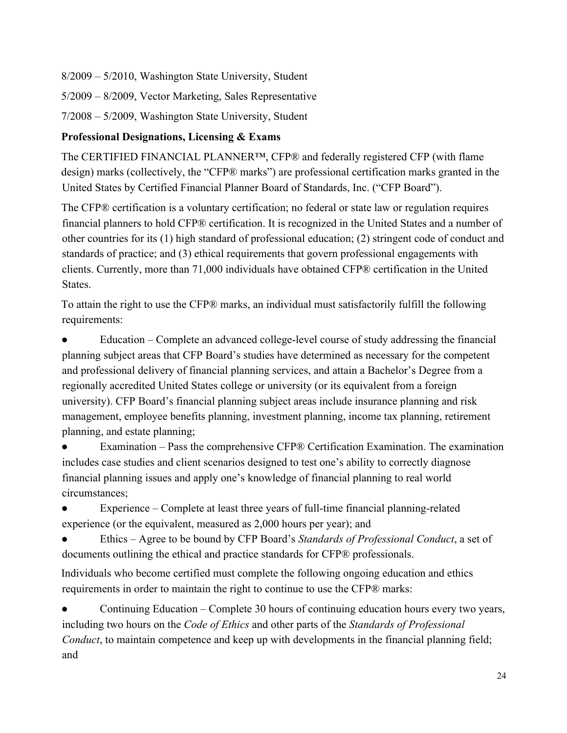8/2009 – 5/2010, Washington State University, Student

5/2009 – 8/2009, Vector Marketing, Sales Representative

7/2008 – 5/2009, Washington State University, Student

**Professional Designations, Licensing & Exams**

The CERTIFIED FINANCIAL PLANNER™, CFP® and federally registered CFP (with flame design) marks (collectively, the "CFP® marks") are professional certification marks granted in the United States by Certified Financial Planner Board of Standards, Inc. ("CFP Board").

The CFP® certification is a voluntary certification; no federal or state law or regulation requires financial planners to hold CFP® certification. It is recognized in the United States and a number of other countries for its (1) high standard of professional education; (2) stringent code of conduct and standards of practice; and (3) ethical requirements that govern professional engagements with clients. Currently, more than 71,000 individuals have obtained CFP® certification in the United States.

To attain the right to use the CFP® marks, an individual must satisfactorily fulfill the following requirements:

- Education – Complete an advanced college-level course of study addressing the financial planning subject areas that CFP Board's studies have determined as necessary for the competent and professional delivery of financial planning services, and attain a Bachelor's Degree from a regionally accredited United States college or university (or its equivalent from a foreign university). CFP Board's financial planning subject areas include insurance planning and risk management, employee benefits planning, investment planning, income tax planning, retirement planning, and estate planning;
- Examination – Pass the comprehensive CFP® Certification Examination. The examination includes case studies and client scenarios designed to test one's ability to correctly diagnose financial planning issues and apply one's knowledge of financial planning to real world circumstances;
- Experience – Complete at least three years of full-time financial planning-related experience (or the equivalent, measured as 2,000 hours per year); and
- Ethics – Agree to be bound by CFP Board's *Standards of Professional Conduct*, a set of documents outlining the ethical and practice standards for CFP® professionals.

Individuals who become certified must complete the following ongoing education and ethics requirements in order to maintain the right to continue to use the CFP® marks:

- Continuing Education – Complete 30 hours of continuing education hours every two years, including two hours on the *Code of Ethics* and other parts of the *Standards of Professional Conduct*, to maintain competence and keep up with developments in the financial planning field; and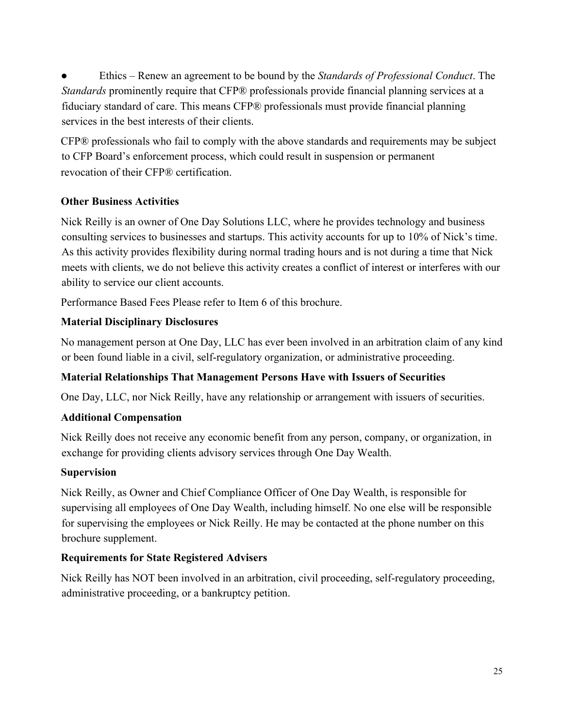- Ethics – Renew an agreement to be bound by the *Standards of Professional Conduct*. The *Standards* prominently require that CFP® professionals provide financial planning services at a fiduciary standard of care. This means CFP® professionals must provide financial planning services in the best interests of their clients.

CFP® professionals who fail to comply with the above standards and requirements may be subject to CFP Board's enforcement process, which could result in suspension or permanent revocation of their CFP® certification.

**Other Business Activities**

Nick Reilly is an owner of One Day Solutions LLC, where he provides technology and business consulting services to businesses and startups. This activity accounts for up to 10% of Nick's time. As this activity provides flexibility during normal trading hours and is not during a time that Nick meets with clients, we do not believe this activity creates a conflict of interest or interferes with our ability to service our client accounts.

Performance Based Fees Please refer to Item 6 of this brochure.

**Material Disciplinary Disclosures**

No management person at One Day, LLC has ever been involved in an arbitration claim of any kind or been found liable in a civil, self-regulatory organization, or administrative proceeding.

**Material Relationships That Management Persons Have with Issuers of Securities**

One Day, LLC, nor Nick Reilly, have any relationship or arrangement with issuers of securities.

**Additional Compensation**

Nick Reilly does not receive any economic benefit from any person, company, or organization, in exchange for providing clients advisory services through One Day Wealth.

**Supervision**

Nick Reilly, as Owner and Chief Compliance Officer of One Day Wealth, is responsible for supervising all employees of One Day Wealth, including himself. No one else will be responsible for supervising the employees or Nick Reilly. He may be contacted at the phone number on this brochure supplement.

**Requirements for State Registered Advisers**

Nick Reilly has NOT been involved in an arbitration, civil proceeding, self-regulatory proceeding, administrative proceeding, or a bankruptcy petition.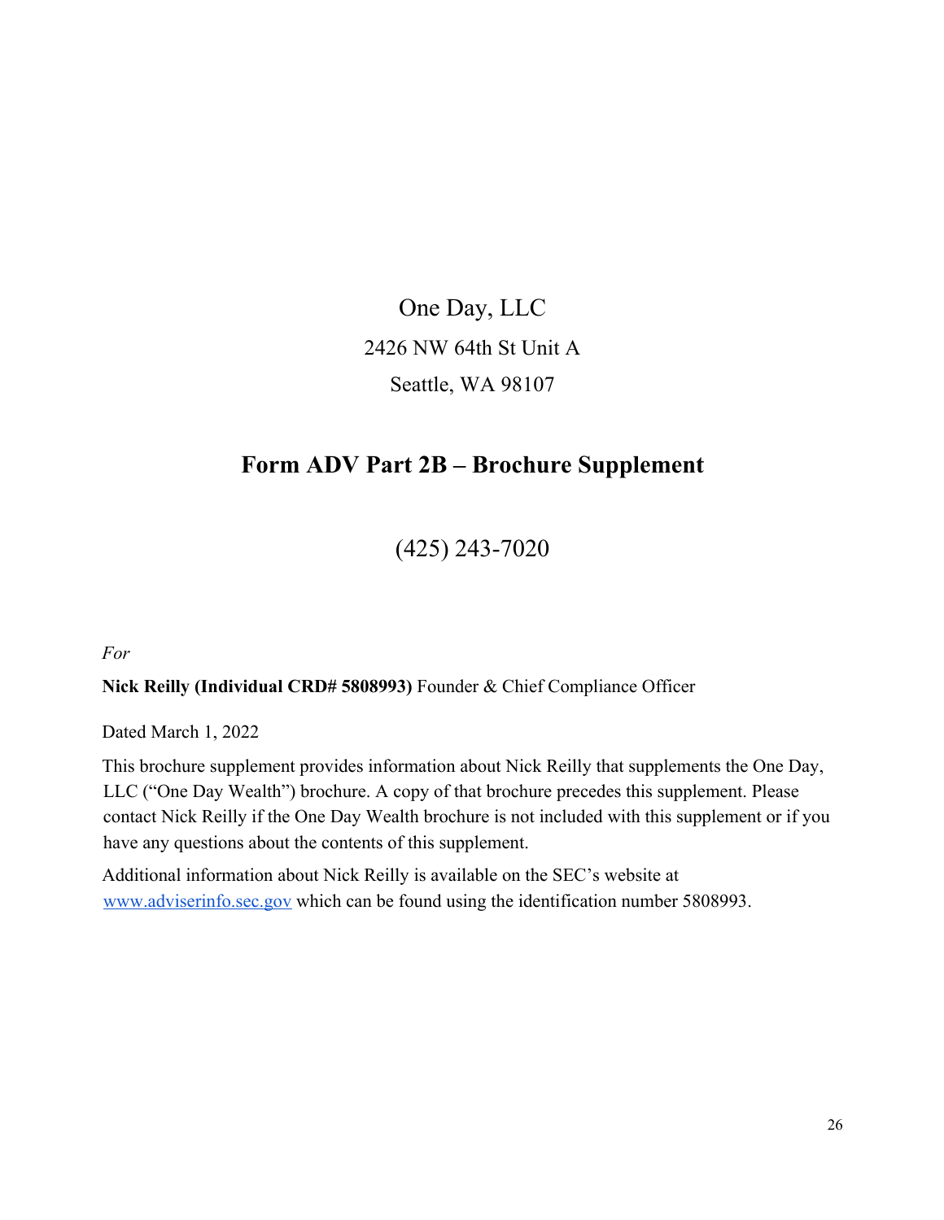One Day, LLC

2426 NW 64th St Unit A

Seattle, WA 98107

## Form ADV Part 2B – Brochure Supplement

(425) 243-7020

*For*

**Nick Reilly (Individual CRD# 5808993)** Founder & Chief Compliance Officer

Dated March 1, 2022

This brochure supplement provides information about Nick Reilly that supplements the One Day, LLC ("One Day Wealth") brochure. A copy of that brochure precedes this supplement. Please contact Nick Reilly if the One Day Wealth brochure is not included with this supplement or if you have any questions about the contents of this supplement.

Additional information about Nick Reilly is available on the SEC's website at [www.adviserinfo.sec.gov](http://www.adviserinfo.sec.gov) which can be found using the identification number 5808993.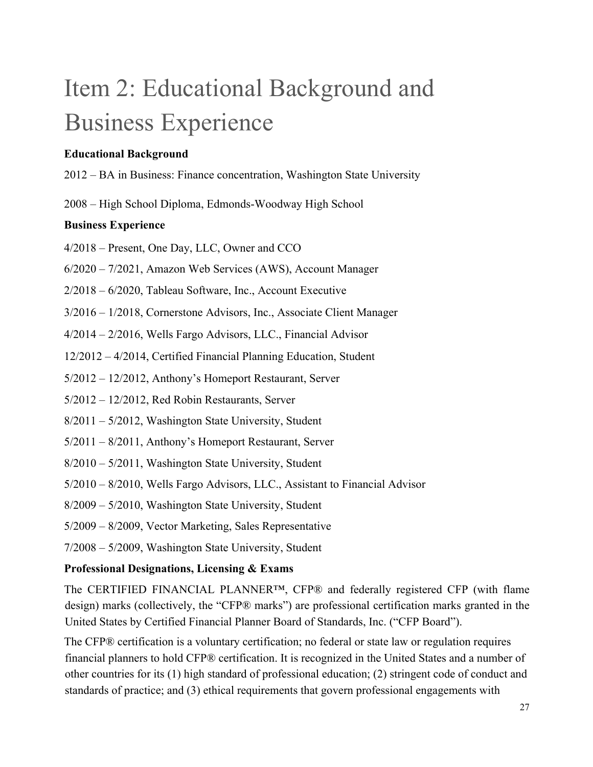# Item 2: Educational Background and Business Experience

**Educational Background**

2012 – BA in Business: Finance concentration, Washington State University

2008 – High School Diploma, Edmonds-Woodway High School

**Business Experience**

4/2018 – Present, One Day, LLC, Owner and CCO

6/2020 – 7/2021, Amazon Web Services (AWS), Account Manager

2/2018 – 6/2020, Tableau Software, Inc., Account Executive

3/2016 – 1/2018, Cornerstone Advisors, Inc., Associate Client Manager

4/2014 – 2/2016, Wells Fargo Advisors, LLC., Financial Advisor

12/2012 – 4/2014, Certified Financial Planning Education, Student

5/2012 – 12/2012, Anthony's Homeport Restaurant, Server

5/2012 – 12/2012, Red Robin Restaurants, Server

8/2011 – 5/2012, Washington State University, Student

5/2011 – 8/2011, Anthony's Homeport Restaurant, Server

8/2010 – 5/2011, Washington State University, Student

5/2010 – 8/2010, Wells Fargo Advisors, LLC., Assistant to Financial Advisor

8/2009 – 5/2010, Washington State University, Student

5/2009 – 8/2009, Vector Marketing, Sales Representative

7/2008 – 5/2009, Washington State University, Student

**Professional Designations, Licensing & Exams**

The CERTIFIED FINANCIAL PLANNER™, CFP® and federally registered CFP (with flame design) marks (collectively, the "CFP® marks") are professional certification marks granted in the United States by Certified Financial Planner Board of Standards, Inc. ("CFP Board").

The CFP® certification is a voluntary certification; no federal or state law or regulation requires financial planners to hold CFP® certification. It is recognized in the United States and a number of other countries for its (1) high standard of professional education; (2) stringent code of conduct and standards of practice; and (3) ethical requirements that govern professional engagements with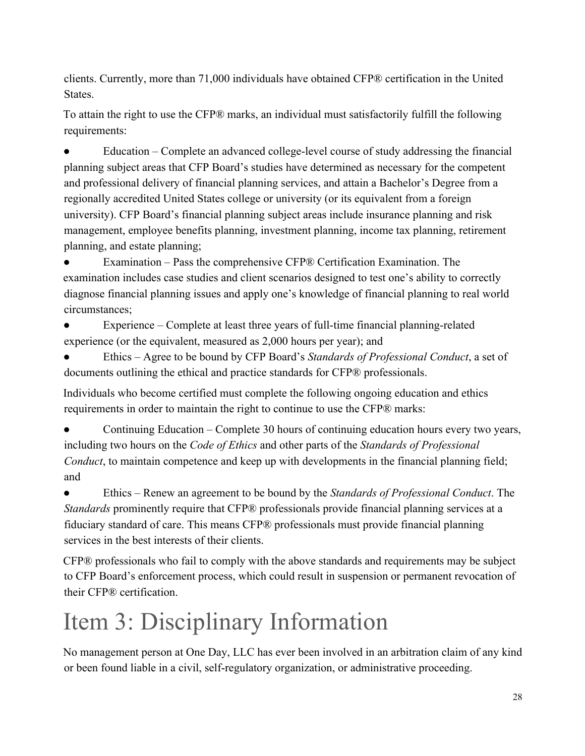clients. Currently, more than 71,000 individuals have obtained CFP® certification in the United States.

To attain the right to use the CFP® marks, an individual must satisfactorily fulfill the following requirements:

- Education – Complete an advanced college-level course of study addressing the financial planning subject areas that CFP Board's studies have determined as necessary for the competent and professional delivery of financial planning services, and attain a Bachelor's Degree from a regionally accredited United States college or university (or its equivalent from a foreign university). CFP Board's financial planning subject areas include insurance planning and risk management, employee benefits planning, investment planning, income tax planning, retirement planning, and estate planning;
- Examination – Pass the comprehensive CFP® Certification Examination. The examination includes case studies and client scenarios designed to test one's ability to correctly diagnose financial planning issues and apply one's knowledge of financial planning to real world circumstances;
- Experience – Complete at least three years of full-time financial planning-related experience (or the equivalent, measured as 2,000 hours per year); and
- Ethics – Agree to be bound by CFP Board's *Standards of Professional Conduct*, a set of documents outlining the ethical and practice standards for CFP® professionals.

Individuals who become certified must complete the following ongoing education and ethics requirements in order to maintain the right to continue to use the CFP® marks:

- Continuing Education – Complete 30 hours of continuing education hours every two years, including two hours on the *Code of Ethics* and other parts of the *Standards of Professional Conduct*, to maintain competence and keep up with developments in the financial planning field; and
- Ethics – Renew an agreement to be bound by the *Standards of Professional Conduct*. The *Standards* prominently require that CFP® professionals provide financial planning services at a fiduciary standard of care. This means CFP® professionals must provide financial planning services in the best interests of their clients.

CFP® professionals who fail to comply with the above standards and requirements may be subject to CFP Board's enforcement process, which could result in suspension or permanent revocation of their CFP® certification.

# Item 3: Disciplinary Information

No management person at One Day, LLC has ever been involved in an arbitration claim of any kind or been found liable in a civil, self-regulatory organization, or administrative proceeding.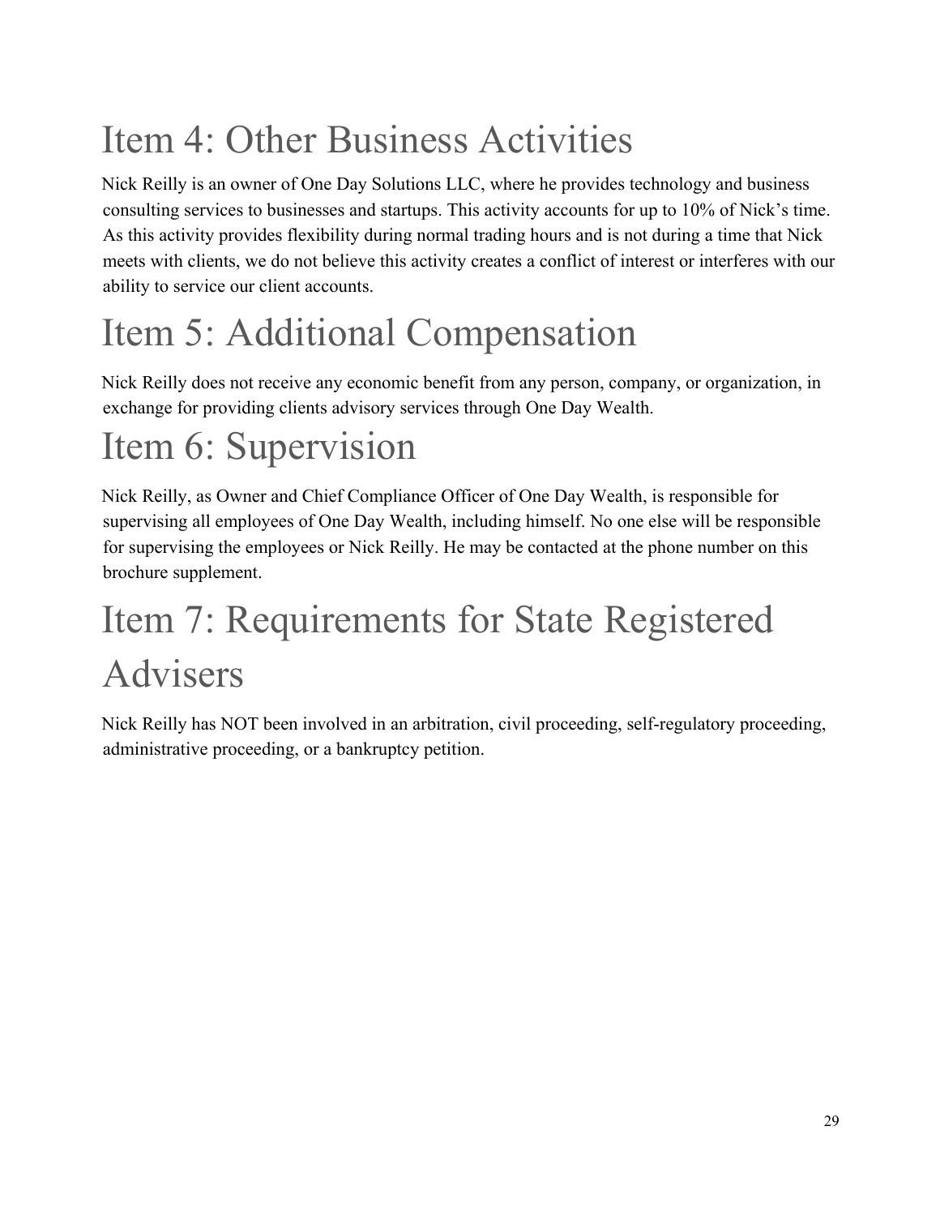# Item 4: Other Business Activities

Nick Reilly is an owner of One Day Solutions LLC, where he provides technology and business consulting services to businesses and startups. This activity accounts for up to 10% of Nick's time. As this activity provides flexibility during normal trading hours and is not during a time that Nick meets with clients, we do not believe this activity creates a conflict of interest or interferes with our ability to service our client accounts.

# Item 5: Additional Compensation

Nick Reilly does not receive any economic benefit from any person, company, or organization, in exchange for providing clients advisory services through One Day Wealth.

# Item 6: Supervision

Nick Reilly, as Owner and Chief Compliance Officer of One Day Wealth, is responsible for supervising all employees of One Day Wealth, including himself. No one else will be responsible for supervising the employees or Nick Reilly. He may be contacted at the phone number on this brochure supplement.

# Item 7: Requirements for State Registered Advisers

Nick Reilly has NOT been involved in an arbitration, civil proceeding, self-regulatory proceeding, administrative proceeding, or a bankruptcy petition.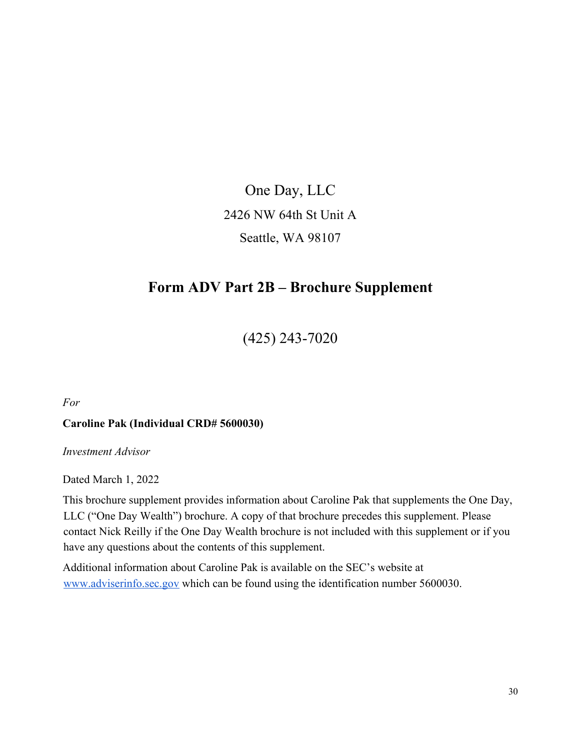One Day, LLC

2426 NW 64th St Unit A

Seattle, WA 98107

## Form ADV Part 2B – Brochure Supplement

(425) 243-7020

*For*

**Caroline Pak (Individual CRD# 5600030)**

*Investment Advisor*

Dated March 1, 2022

This brochure supplement provides information about Caroline Pak that supplements the One Day, LLC ("One Day Wealth") brochure. A copy of that brochure precedes this supplement. Please contact Nick Reilly if the One Day Wealth brochure is not included with this supplement or if you have any questions about the contents of this supplement.

Additional information about Caroline Pak is available on the SEC's website at www.adviserinfo.sec.gov which can be found using the identification number 5600030.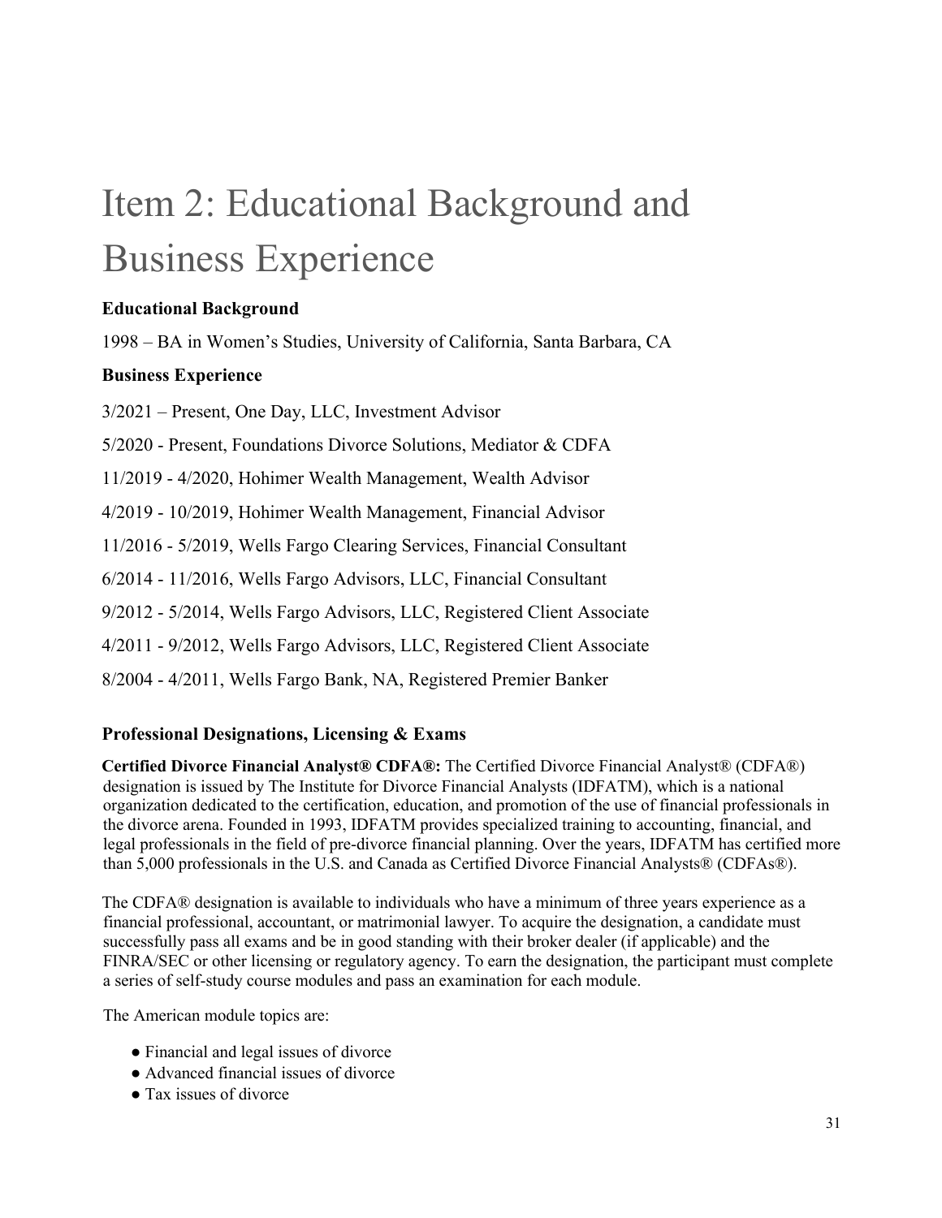# Item 2: Educational Background and Business Experience

**Educational Background**

1998 – BA in Women's Studies, University of California, Santa Barbara, CA

**Business Experience**

3/2021 – Present, One Day, LLC, Investment Advisor

5/2020 - Present, Foundations Divorce Solutions, Mediator & CDFA

11/2019 - 4/2020, Hohimer Wealth Management, Wealth Advisor

4/2019 - 10/2019, Hohimer Wealth Management, Financial Advisor

11/2016 - 5/2019, Wells Fargo Clearing Services, Financial Consultant

6/2014 - 11/2016, Wells Fargo Advisors, LLC, Financial Consultant

9/2012 - 5/2014, Wells Fargo Advisors, LLC, Registered Client Associate

4/2011 - 9/2012, Wells Fargo Advisors, LLC, Registered Client Associate

8/2004 - 4/2011, Wells Fargo Bank, NA, Registered Premier Banker

**Professional Designations, Licensing & Exams**

**Certified Divorce Financial Analyst® CDFA®:** The Certified Divorce Financial Analyst® (CDFA®) designation is issued by The Institute for Divorce Financial Analysts (IDFATM), which is a national organization dedicated to the certification, education, and promotion of the use of financial professionals in the divorce arena. Founded in 1993, IDFATM provides specialized training to accounting, financial, and legal professionals in the field of pre-divorce financial planning. Over the years, IDFATM has certified more than 5,000 professionals in the U.S. and Canada as Certified Divorce Financial Analysts® (CDFAs®).

The CDFA® designation is available to individuals who have a minimum of three years experience as a financial professional, accountant, or matrimonial lawyer. To acquire the designation, a candidate must successfully pass all exams and be in good standing with their broker dealer (if applicable) and the FINRA/SEC or other licensing or regulatory agency. To earn the designation, the participant must complete a series of self-study course modules and pass an examination for each module.

The American module topics are:

- Financial and legal issues of divorce
- Advanced financial issues of divorce
- Tax issues of divorce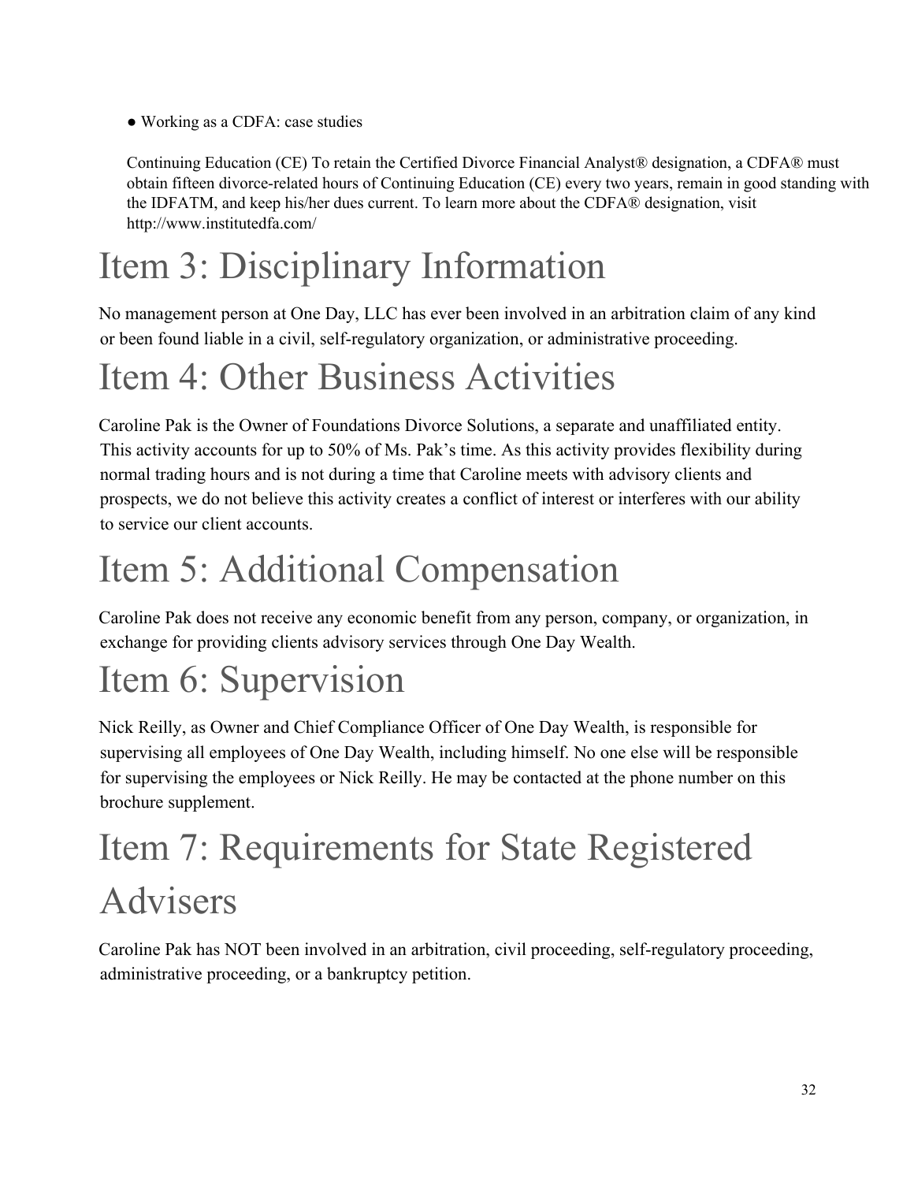- Working as a CDFA: case studies

Continuing Education (CE) To retain the Certified Divorce Financial Analyst® designation, a CDFA® must obtain fifteen divorce-related hours of Continuing Education (CE) every two years, remain in good standing with the IDFATM, and keep his/her dues current. To learn more about the CDFA® designation, visit http://www.institutedfa.com/

# Item 3: Disciplinary Information

No management person at One Day, LLC has ever been involved in an arbitration claim of any kind or been found liable in a civil, self-regulatory organization, or administrative proceeding.

# Item 4: Other Business Activities

Caroline Pak is the Owner of Foundations Divorce Solutions, a separate and unaffiliated entity. This activity accounts for up to 50% of Ms. Pak's time. As this activity provides flexibility during normal trading hours and is not during a time that Caroline meets with advisory clients and prospects, we do not believe this activity creates a conflict of interest or interferes with our ability to service our client accounts.

# Item 5: Additional Compensation

Caroline Pak does not receive any economic benefit from any person, company, or organization, in exchange for providing clients advisory services through One Day Wealth.

# Item 6: Supervision

Nick Reilly, as Owner and Chief Compliance Officer of One Day Wealth, is responsible for supervising all employees of One Day Wealth, including himself. No one else will be responsible for supervising the employees or Nick Reilly. He may be contacted at the phone number on this brochure supplement.

# Item 7: Requirements for State Registered Advisers

Caroline Pak has NOT been involved in an arbitration, civil proceeding, self-regulatory proceeding, administrative proceeding, or a bankruptcy petition.